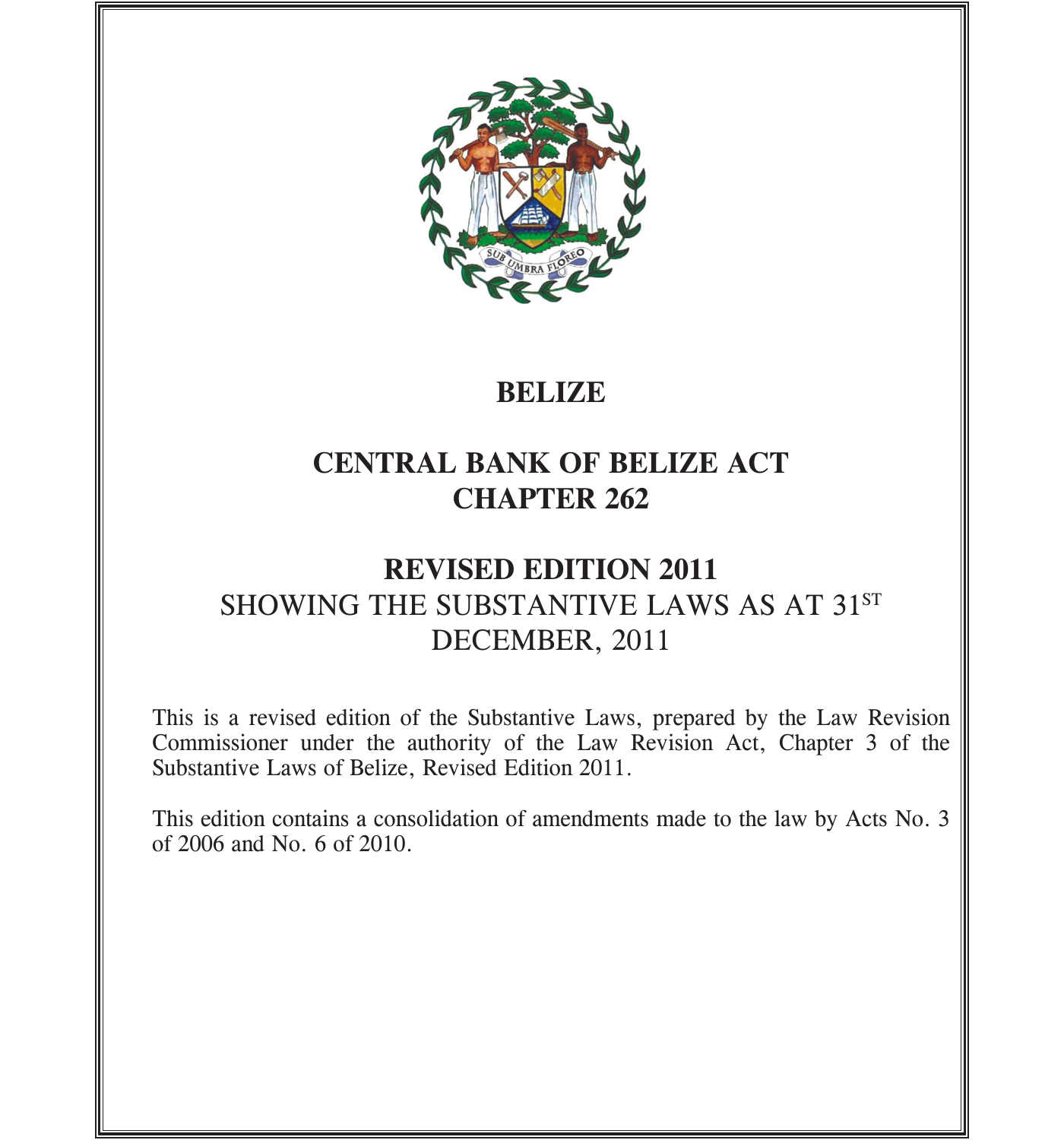# BELIZE

## CENTRAL BANK OF BELIZE ACT
## CHAPTER 262

## REVISED EDITION 2011

SHOWING THE SUBSTANTIVE LAWS AS AT 31ST DECEMBER, 2011

This is a revised edition of the Substantive Laws, prepared by the Law Revision Commissioner under the authority of the Law Revision Act, Chapter 3 of the Substantive Laws of Belize, Revised Edition 2011.

This edition contains a consolidation of amendments made to the law by Acts No. 3 of 2006 and No. 6 of 2010.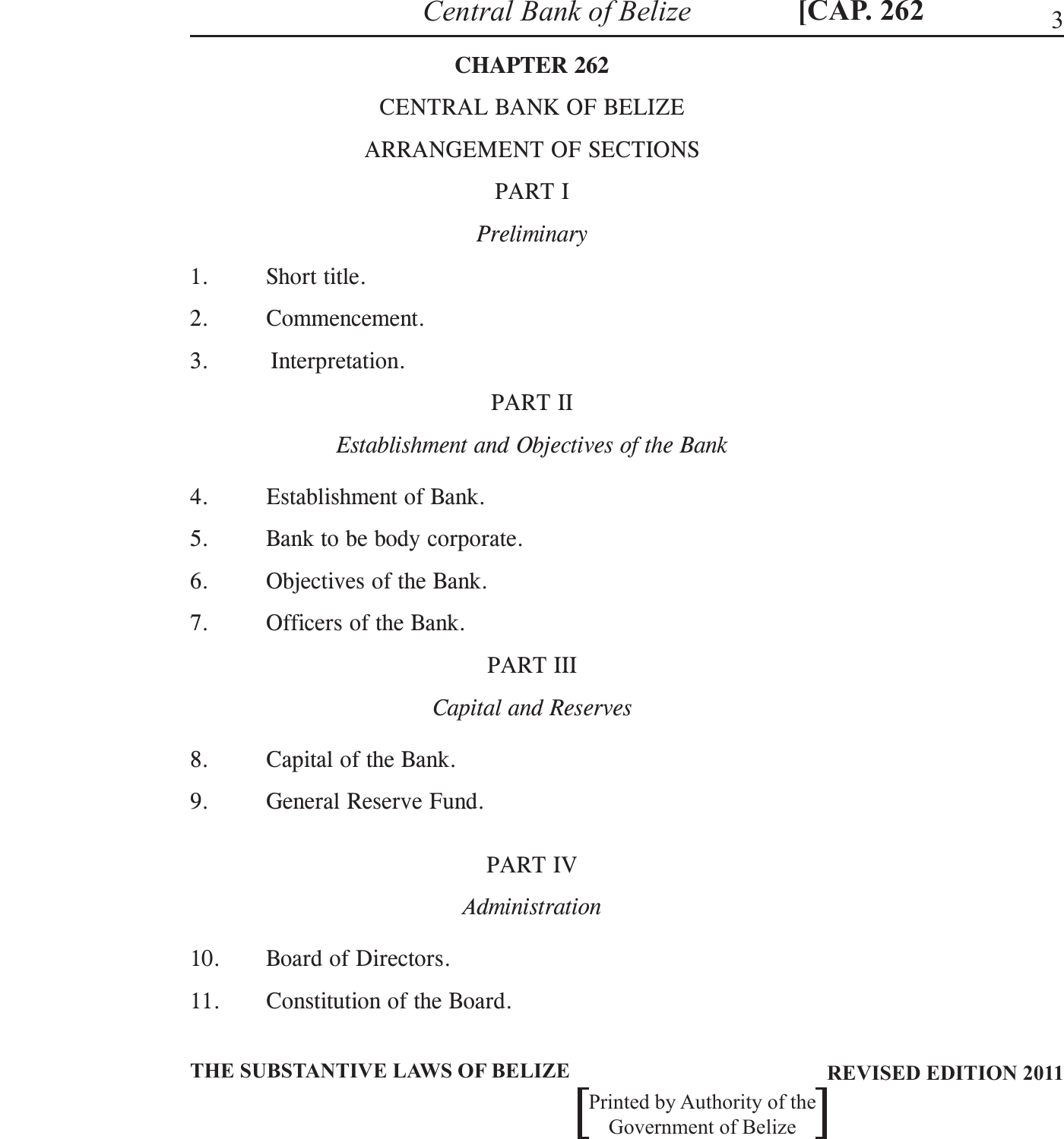# CHAPTER 262

## CENTRAL BANK OF BELIZE

## ARRANGEMENT OF SECTIONS

### PART I

*Preliminary*

1. Short title.
2. Commencement.
3. Interpretation.

### PART II

*Establishment and Objectives of the Bank*

4. Establishment of Bank.
5. Bank to be body corporate.
6. Objectives of the Bank.
7. Officers of the Bank.

### PART III

*Capital and Reserves*

8. Capital of the Bank.
9. General Reserve Fund.

### PART IV

*Administration*

10. Board of Directors.
11. Constitution of the Board.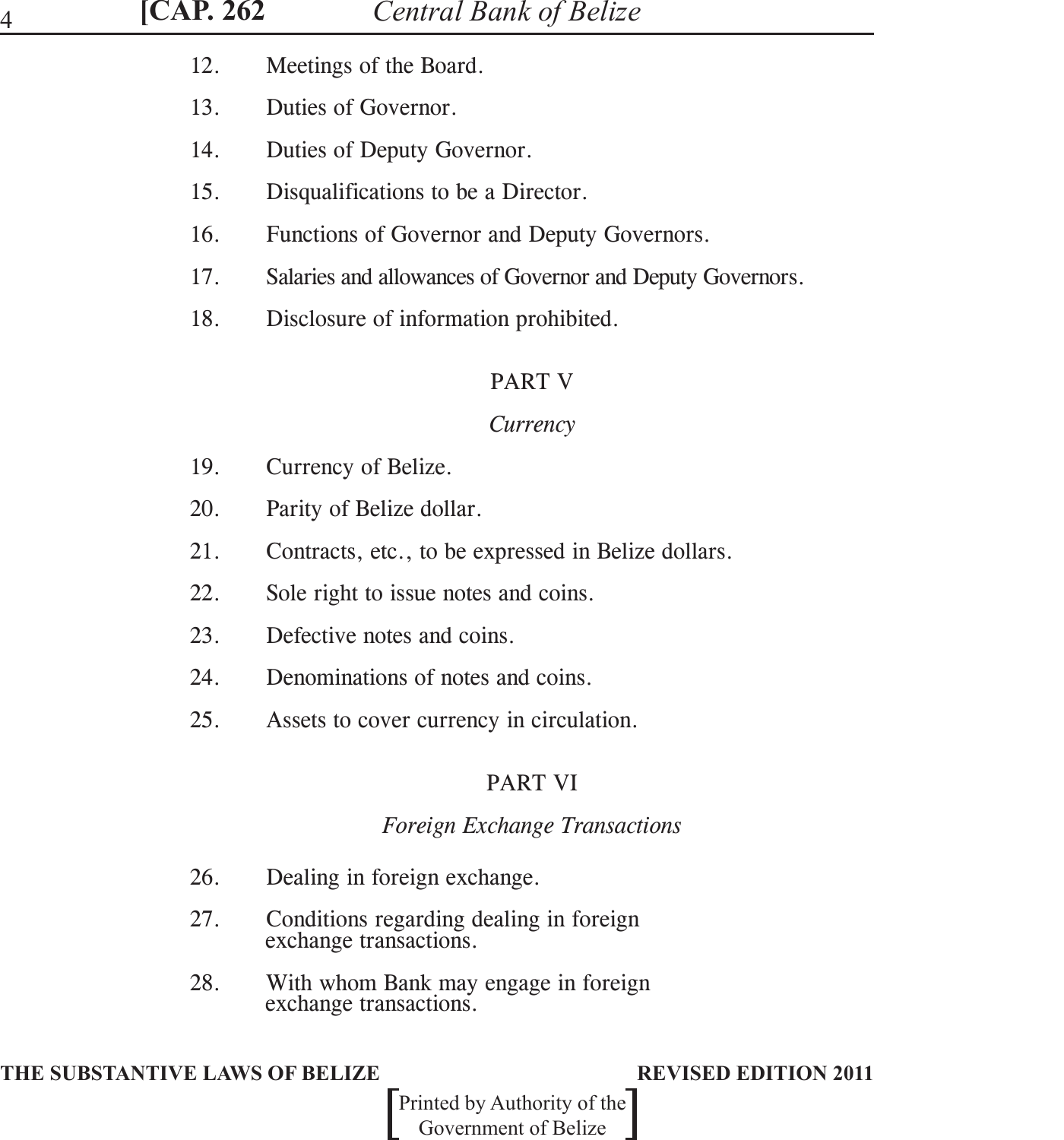12. Meetings of the Board.
13. Duties of Governor.
14. Duties of Deputy Governor.
15. Disqualifications to be a Director.
16. Functions of Governor and Deputy Governors.
17. Salaries and allowances of Governor and Deputy Governors.
18. Disclosure of information prohibited.

## PART V

### *Currency*

19. Currency of Belize.
20. Parity of Belize dollar.
21. Contracts, etc., to be expressed in Belize dollars.
22. Sole right to issue notes and coins.
23. Defective notes and coins.
24. Denominations of notes and coins.
25. Assets to cover currency in circulation.

## PART VI

### *Foreign Exchange Transactions*

26. Dealing in foreign exchange.
27. Conditions regarding dealing in foreign exchange transactions.
28. With whom Bank may engage in foreign exchange transactions.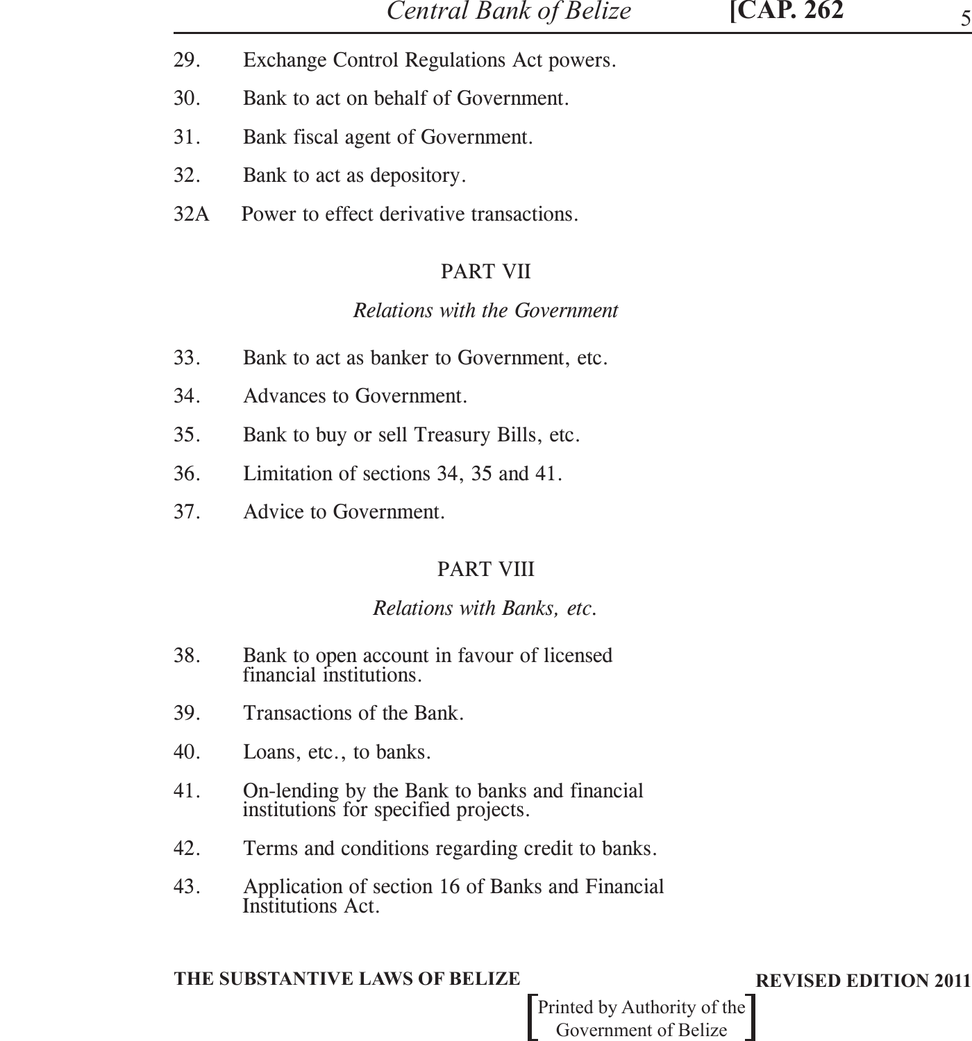29. Exchange Control Regulations Act powers.

30. Bank to act on behalf of Government.

31. Bank fiscal agent of Government.

32. Bank to act as depository.

32A Power to effect derivative transactions.

## PART VII

*Relations with the Government*

33. Bank to act as banker to Government, etc.

34. Advances to Government.

35. Bank to buy or sell Treasury Bills, etc.

36. Limitation of sections 34, 35 and 41.

37. Advice to Government.

## PART VIII

*Relations with Banks, etc.*

38. Bank to open account in favour of licensed financial institutions.

39. Transactions of the Bank.

40. Loans, etc., to banks.

41. On-lending by the Bank to banks and financial institutions for specified projects.

42. Terms and conditions regarding credit to banks.

43. Application of section 16 of Banks and Financial Institutions Act.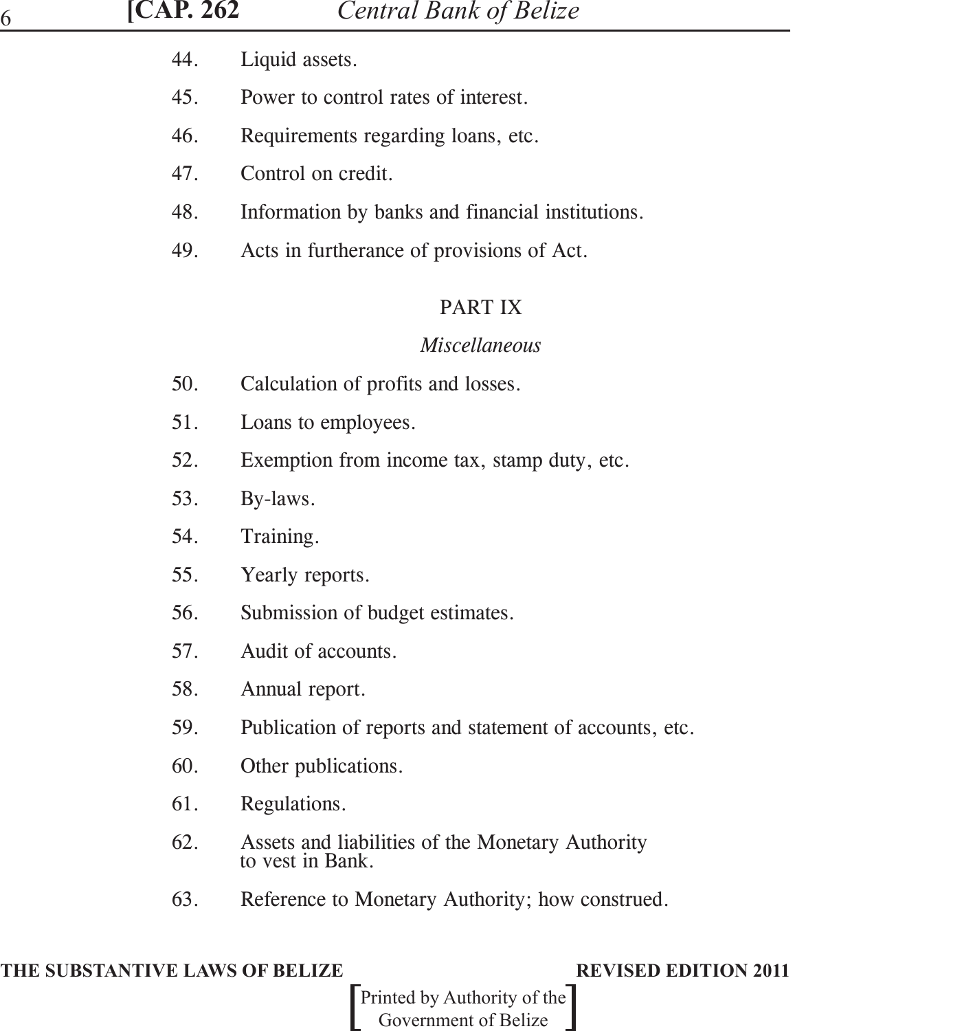44. Liquid assets.

45. Power to control rates of interest.

46. Requirements regarding loans, etc.

47. Control on credit.

48. Information by banks and financial institutions.

49. Acts in furtherance of provisions of Act.

## PART IX

*Miscellaneous*

50. Calculation of profits and losses.

51. Loans to employees.

52. Exemption from income tax, stamp duty, etc.

53. By-laws.

54. Training.

55. Yearly reports.

56. Submission of budget estimates.

57. Audit of accounts.

58. Annual report.

59. Publication of reports and statement of accounts, etc.

60. Other publications.

61. Regulations.

62. Assets and liabilities of the Monetary Authority to vest in Bank.

63. Reference to Monetary Authority; how construed.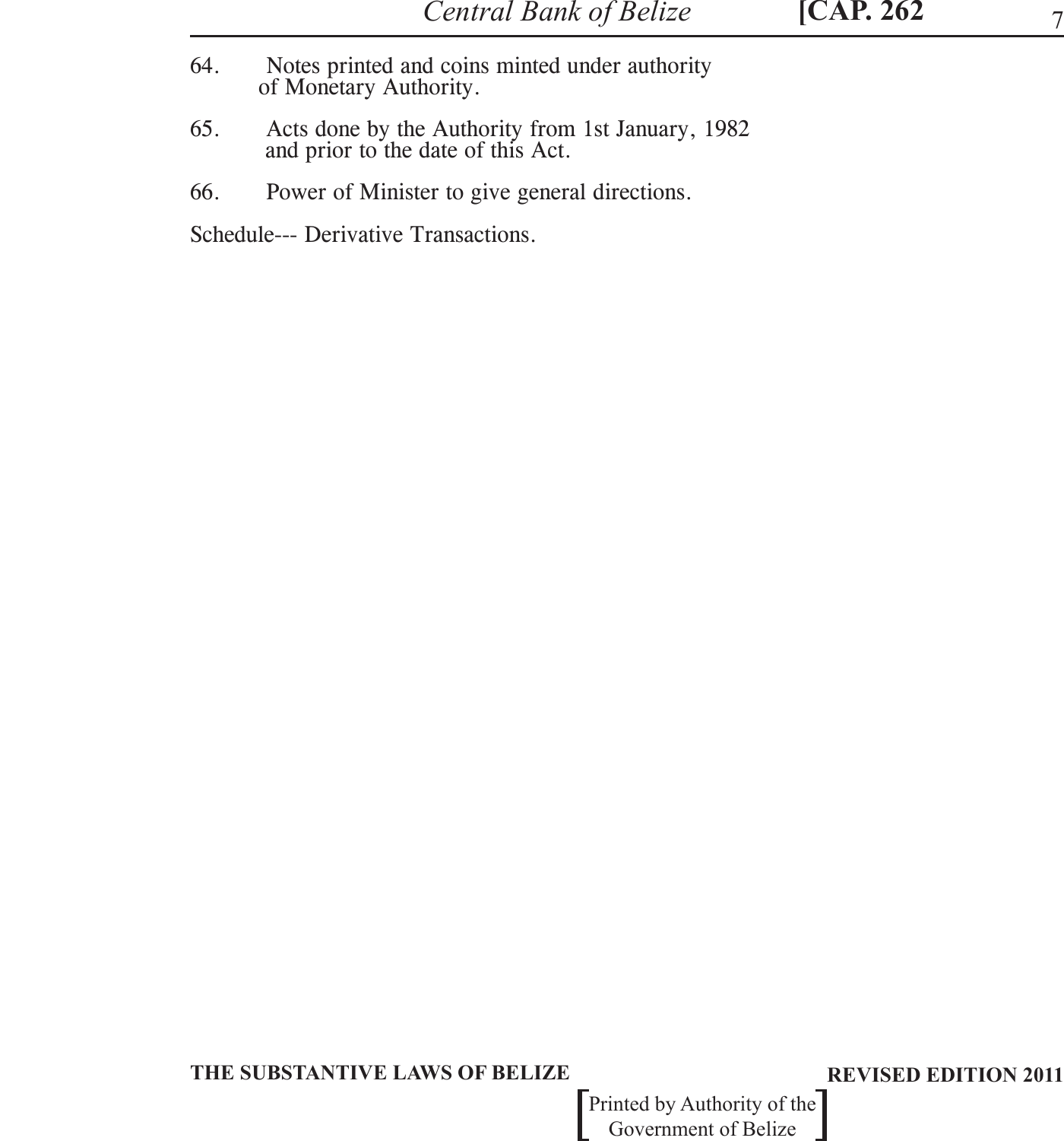64. Notes printed and coins minted under authority of Monetary Authority.

65. Acts done by the Authority from 1st January, 1982 and prior to the date of this Act.

66. Power of Minister to give general directions.

Schedule--- Derivative Transactions.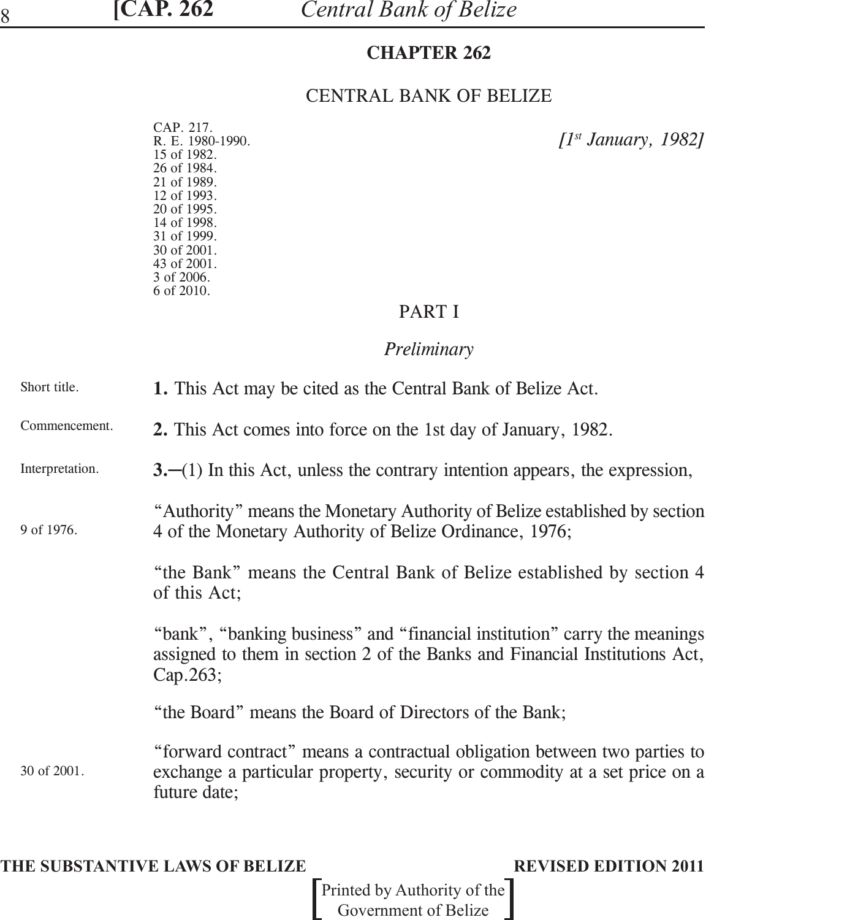# CHAPTER 262

## CENTRAL BANK OF BELIZE

CAP. 217.
R. E. 1980-1990.
15 of 1982.
26 of 1984.
21 of 1989.
12 of 1993.
20 of 1995.
14 of 1998.
31 of 1999.
30 of 2001.
43 of 2001.
3 of 2006.
6 of 2010.

*[1st January, 1982]*

## PART I

### *Preliminary*

Short title.

**1.** This Act may be cited as the Central Bank of Belize Act.

Commencement.

**2.** This Act comes into force on the 1st day of January, 1982.

Interpretation.

**3.**─(1) In this Act, unless the contrary intention appears, the expression,

9 of 1976.

"Authority" means the Monetary Authority of Belize established by section 4 of the Monetary Authority of Belize Ordinance, 1976;

"the Bank" means the Central Bank of Belize established by section 4 of this Act;

"bank", "banking business" and "financial institution" carry the meanings assigned to them in section 2 of the Banks and Financial Institutions Act, Cap.263;

"the Board" means the Board of Directors of the Bank;

30 of 2001.

"forward contract" means a contractual obligation between two parties to exchange a particular property, security or commodity at a set price on a future date;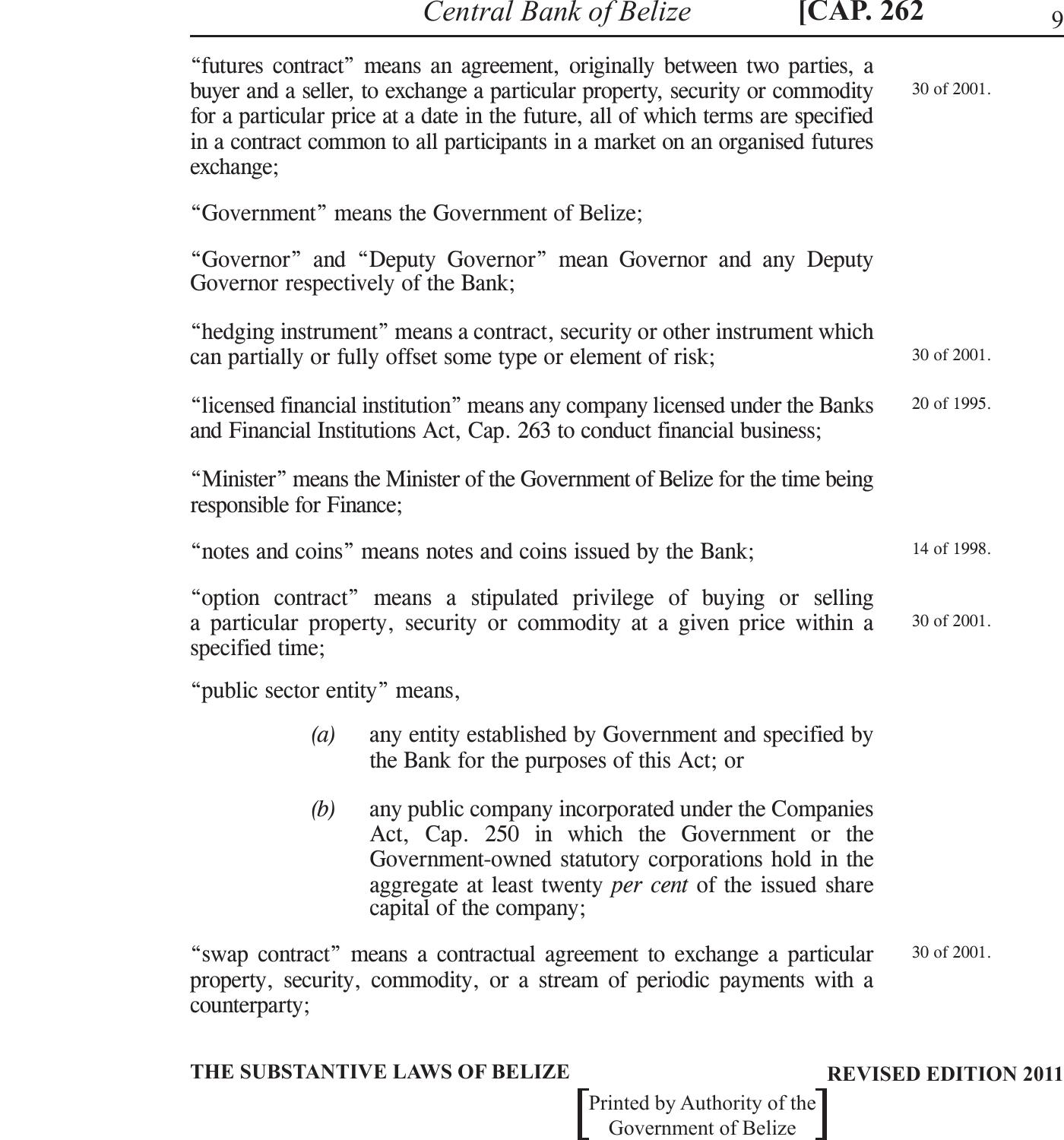"futures contract" means an agreement, originally between two parties, a buyer and a seller, to exchange a particular property, security or commodity for a particular price at a date in the future, all of which terms are specified in a contract common to all participants in a market on an organised futures exchange;

30 of 2001.

"Government" means the Government of Belize;

"Governor" and "Deputy Governor" mean Governor and any Deputy Governor respectively of the Bank;

"hedging instrument" means a contract, security or other instrument which can partially or fully offset some type or element of risk;

30 of 2001.

"licensed financial institution" means any company licensed under the Banks and Financial Institutions Act, Cap. 263 to conduct financial business;

20 of 1995.

"Minister" means the Minister of the Government of Belize for the time being responsible for Finance;

"notes and coins" means notes and coins issued by the Bank;

14 of 1998.

"option contract" means a stipulated privilege of buying or selling a particular property, security or commodity at a given price within a specified time;

30 of 2001.

"public sector entity" means,

*(a)* any entity established by Government and specified by the Bank for the purposes of this Act; or

*(b)* any public company incorporated under the Companies Act, Cap. 250 in which the Government or the Government-owned statutory corporations hold in the aggregate at least twenty *per cent* of the issued share capital of the company;

"swap contract" means a contractual agreement to exchange a particular property, security, commodity, or a stream of periodic payments with a counterparty;

30 of 2001.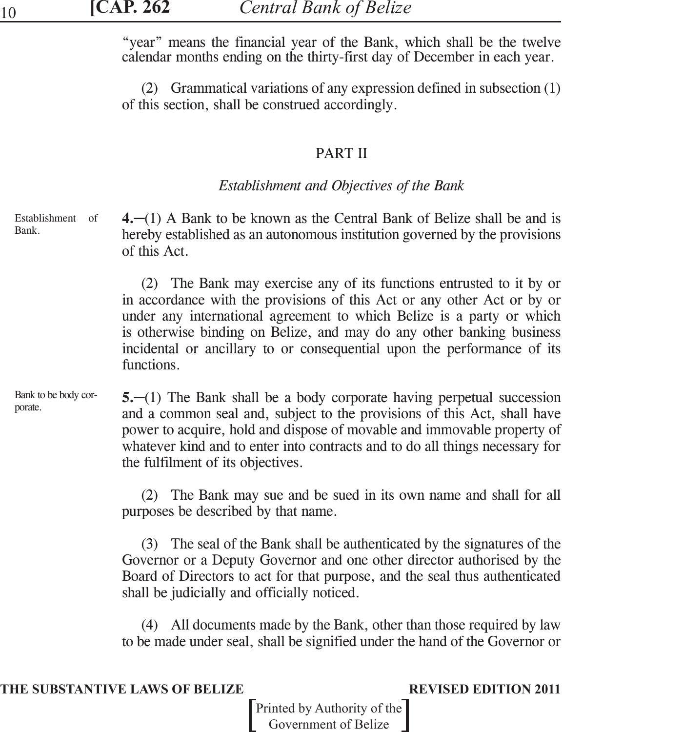"year" means the financial year of the Bank, which shall be the twelve calendar months ending on the thirty-first day of December in each year.

(2) Grammatical variations of any expression defined in subsection (1) of this section, shall be construed accordingly.

## PART II

### *Establishment and Objectives of the Bank*

Establishment of Bank.

**4.**─(1) A Bank to be known as the Central Bank of Belize shall be and is hereby established as an autonomous institution governed by the provisions of this Act.

(2) The Bank may exercise any of its functions entrusted to it by or in accordance with the provisions of this Act or any other Act or by or under any international agreement to which Belize is a party or which is otherwise binding on Belize, and may do any other banking business incidental or ancillary to or consequential upon the performance of its functions.

Bank to be body corporate.

**5.**─(1) The Bank shall be a body corporate having perpetual succession and a common seal and, subject to the provisions of this Act, shall have power to acquire, hold and dispose of movable and immovable property of whatever kind and to enter into contracts and to do all things necessary for the fulfilment of its objectives.

(2) The Bank may sue and be sued in its own name and shall for all purposes be described by that name.

(3) The seal of the Bank shall be authenticated by the signatures of the Governor or a Deputy Governor and one other director authorised by the Board of Directors to act for that purpose, and the seal thus authenticated shall be judicially and officially noticed.

(4) All documents made by the Bank, other than those required by law to be made under seal, shall be signified under the hand of the Governor or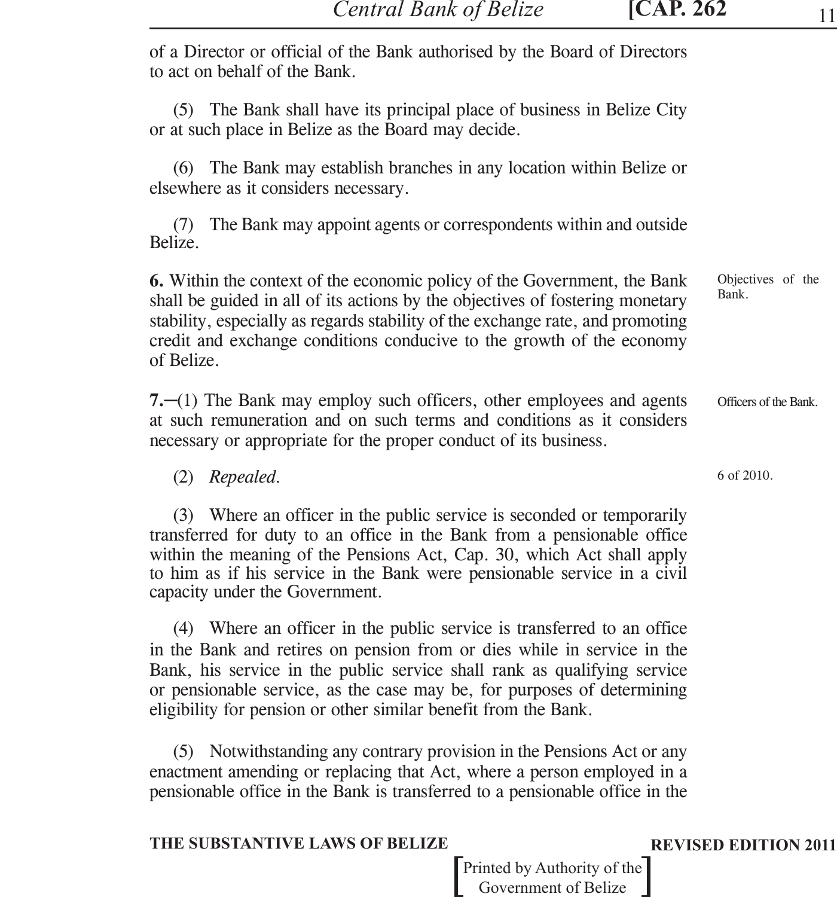of a Director or official of the Bank authorised by the Board of Directors to act on behalf of the Bank.

(5) The Bank shall have its principal place of business in Belize City or at such place in Belize as the Board may decide.

(6) The Bank may establish branches in any location within Belize or elsewhere as it considers necessary.

(7) The Bank may appoint agents or correspondents within and outside Belize.

Objectives of the Bank.

**6.** Within the context of the economic policy of the Government, the Bank shall be guided in all of its actions by the objectives of fostering monetary stability, especially as regards stability of the exchange rate, and promoting credit and exchange conditions conducive to the growth of the economy of Belize.

Officers of the Bank.

**7.**─(1) The Bank may employ such officers, other employees and agents at such remuneration and on such terms and conditions as it considers necessary or appropriate for the proper conduct of its business.

6 of 2010.

(2) *Repealed.*

(3) Where an officer in the public service is seconded or temporarily transferred for duty to an office in the Bank from a pensionable office within the meaning of the Pensions Act, Cap. 30, which Act shall apply to him as if his service in the Bank were pensionable service in a civil capacity under the Government.

(4) Where an officer in the public service is transferred to an office in the Bank and retires on pension from or dies while in service in the Bank, his service in the public service shall rank as qualifying service or pensionable service, as the case may be, for purposes of determining eligibility for pension or other similar benefit from the Bank.

(5) Notwithstanding any contrary provision in the Pensions Act or any enactment amending or replacing that Act, where a person employed in a pensionable office in the Bank is transferred to a pensionable office in the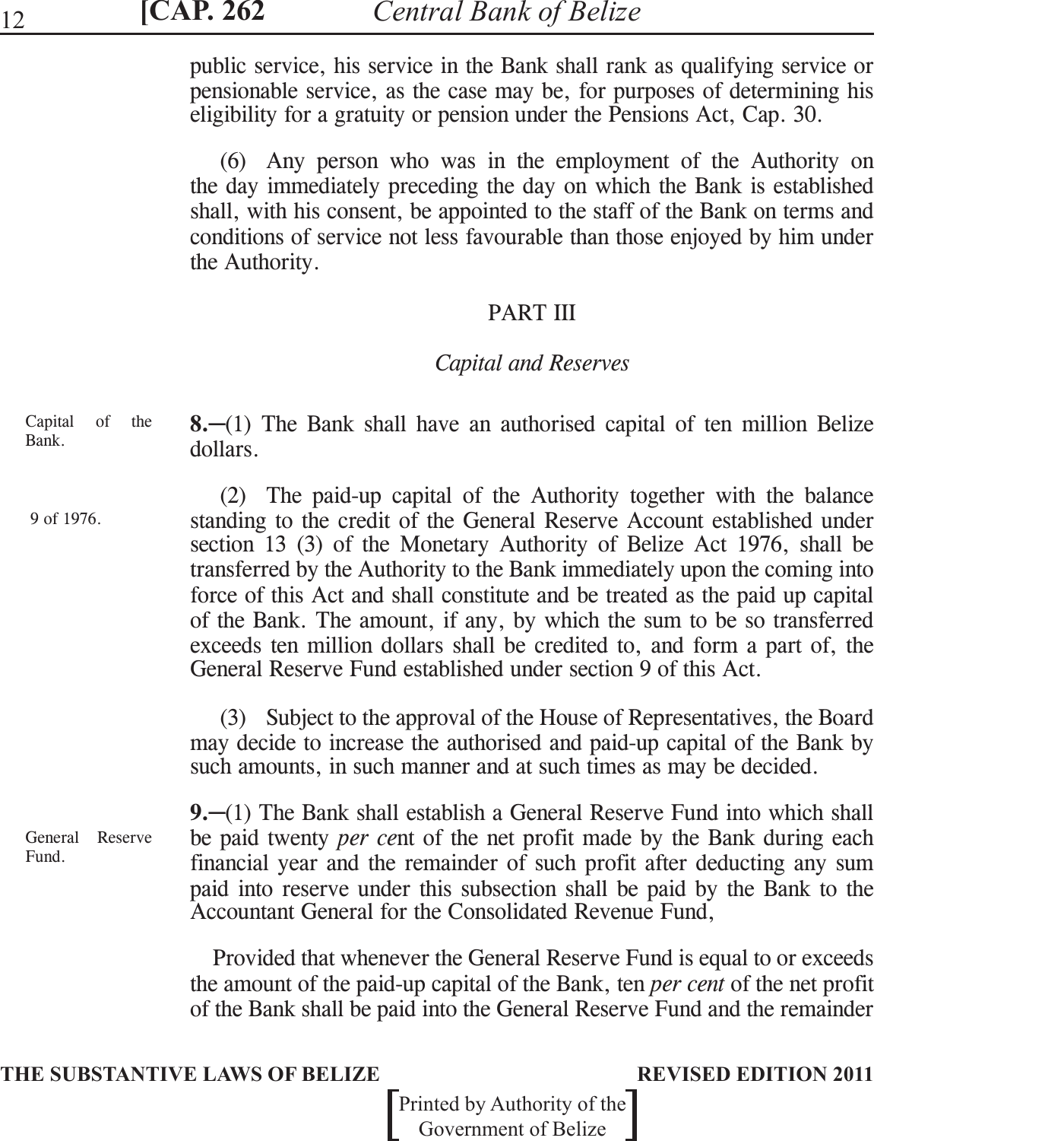public service, his service in the Bank shall rank as qualifying service or pensionable service, as the case may be, for purposes of determining his eligibility for a gratuity or pension under the Pensions Act, Cap. 30.

(6) Any person who was in the employment of the Authority on the day immediately preceding the day on which the Bank is established shall, with his consent, be appointed to the staff of the Bank on terms and conditions of service not less favourable than those enjoyed by him under the Authority.

## PART III

### *Capital and Reserves*

Capital of the Bank.

**8.**–(1) The Bank shall have an authorised capital of ten million Belize dollars.

9 of 1976.

(2) The paid-up capital of the Authority together with the balance standing to the credit of the General Reserve Account established under section 13 (3) of the Monetary Authority of Belize Act 1976, shall be transferred by the Authority to the Bank immediately upon the coming into force of this Act and shall constitute and be treated as the paid up capital of the Bank. The amount, if any, by which the sum to be so transferred exceeds ten million dollars shall be credited to, and form a part of, the General Reserve Fund established under section 9 of this Act.

(3) Subject to the approval of the House of Representatives, the Board may decide to increase the authorised and paid-up capital of the Bank by such amounts, in such manner and at such times as may be decided.

General Reserve Fund.

**9.**–(1) The Bank shall establish a General Reserve Fund into which shall be paid twenty *per ce*nt of the net profit made by the Bank during each financial year and the remainder of such profit after deducting any sum paid into reserve under this subsection shall be paid by the Bank to the Accountant General for the Consolidated Revenue Fund,

Provided that whenever the General Reserve Fund is equal to or exceeds the amount of the paid-up capital of the Bank, ten *per cent* of the net profit of the Bank shall be paid into the General Reserve Fund and the remainder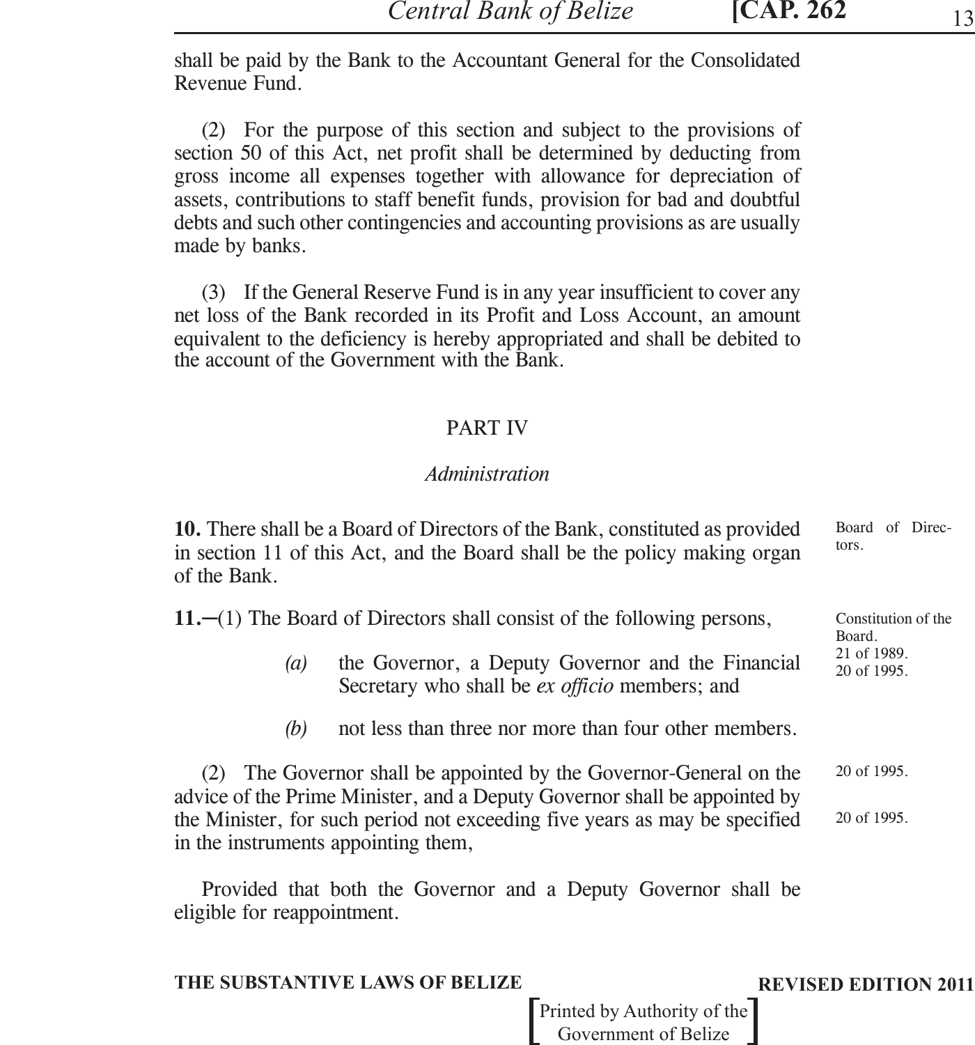shall be paid by the Bank to the Accountant General for the Consolidated Revenue Fund.

(2) For the purpose of this section and subject to the provisions of section 50 of this Act, net profit shall be determined by deducting from gross income all expenses together with allowance for depreciation of assets, contributions to staff benefit funds, provision for bad and doubtful debts and such other contingencies and accounting provisions as are usually made by banks.

(3) If the General Reserve Fund is in any year insufficient to cover any net loss of the Bank recorded in its Profit and Loss Account, an amount equivalent to the deficiency is hereby appropriated and shall be debited to the account of the Government with the Bank.

## PART IV

### *Administration*

Board of Directors.

**10.** There shall be a Board of Directors of the Bank, constituted as provided in section 11 of this Act, and the Board shall be the policy making organ of the Bank.

Constitution of the Board. 21 of 1989. 20 of 1995.

**11.**—(1) The Board of Directors shall consist of the following persons,

*(a)* the Governor, a Deputy Governor and the Financial Secretary who shall be *ex officio* members; and

*(b)* not less than three nor more than four other members.

20 of 1995. 20 of 1995.

(2) The Governor shall be appointed by the Governor-General on the advice of the Prime Minister, and a Deputy Governor shall be appointed by the Minister, for such period not exceeding five years as may be specified in the instruments appointing them,

Provided that both the Governor and a Deputy Governor shall be eligible for reappointment.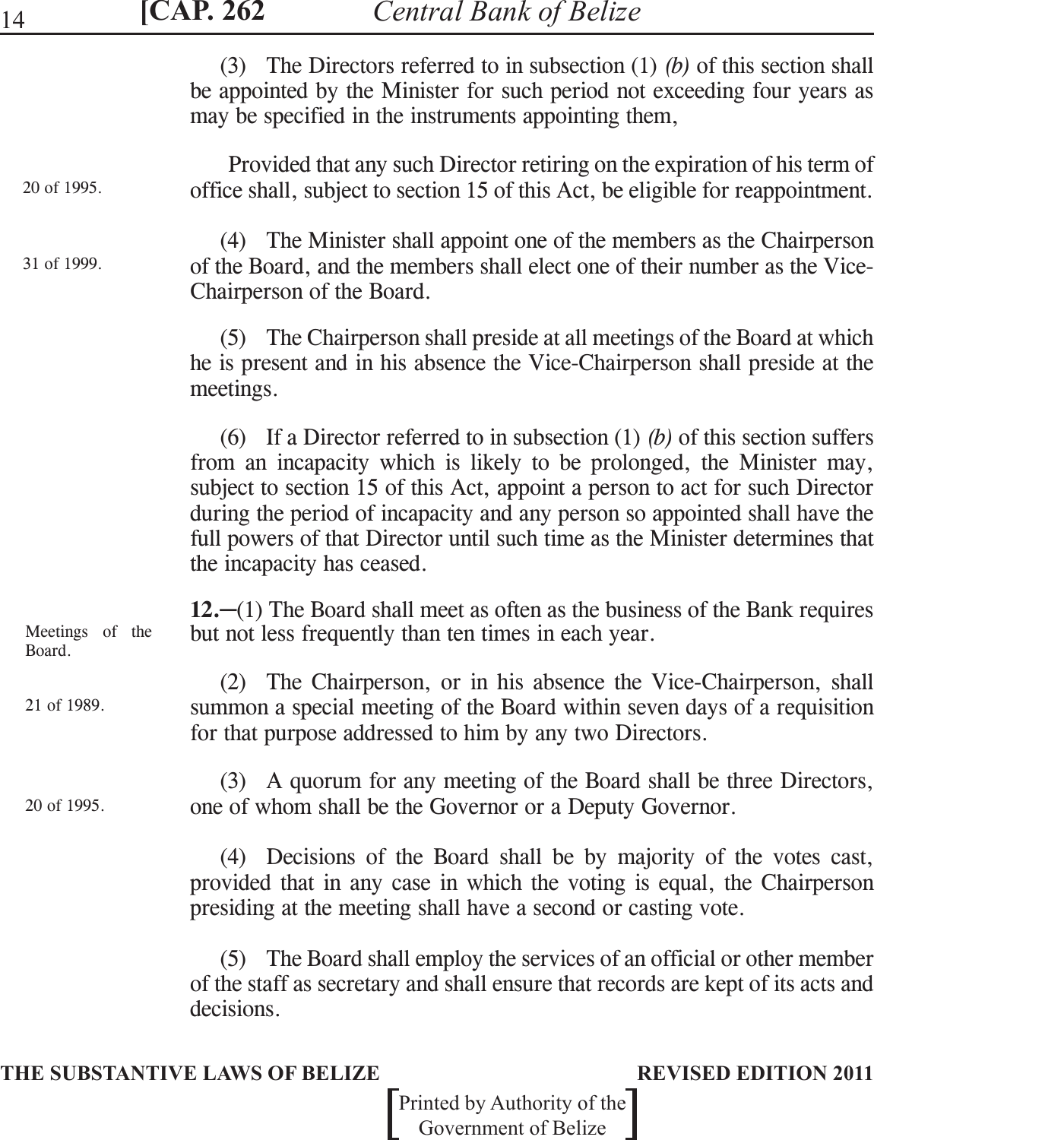(3) The Directors referred to in subsection (1) *(b)* of this section shall be appointed by the Minister for such period not exceeding four years as may be specified in the instruments appointing them,

20 of 1995.

Provided that any such Director retiring on the expiration of his term of office shall, subject to section 15 of this Act, be eligible for reappointment.

31 of 1999.

(4) The Minister shall appoint one of the members as the Chairperson of the Board, and the members shall elect one of their number as the Vice-Chairperson of the Board.

(5) The Chairperson shall preside at all meetings of the Board at which he is present and in his absence the Vice-Chairperson shall preside at the meetings.

(6) If a Director referred to in subsection (1) *(b)* of this section suffers from an incapacity which is likely to be prolonged, the Minister may, subject to section 15 of this Act, appoint a person to act for such Director during the period of incapacity and any person so appointed shall have the full powers of that Director until such time as the Minister determines that the incapacity has ceased.

Meetings of the Board.

**12.**–(1) The Board shall meet as often as the business of the Bank requires but not less frequently than ten times in each year.

21 of 1989.

(2) The Chairperson, or in his absence the Vice-Chairperson, shall summon a special meeting of the Board within seven days of a requisition for that purpose addressed to him by any two Directors.

20 of 1995.

(3) A quorum for any meeting of the Board shall be three Directors, one of whom shall be the Governor or a Deputy Governor.

(4) Decisions of the Board shall be by majority of the votes cast, provided that in any case in which the voting is equal, the Chairperson presiding at the meeting shall have a second or casting vote.

(5) The Board shall employ the services of an official or other member of the staff as secretary and shall ensure that records are kept of its acts and decisions.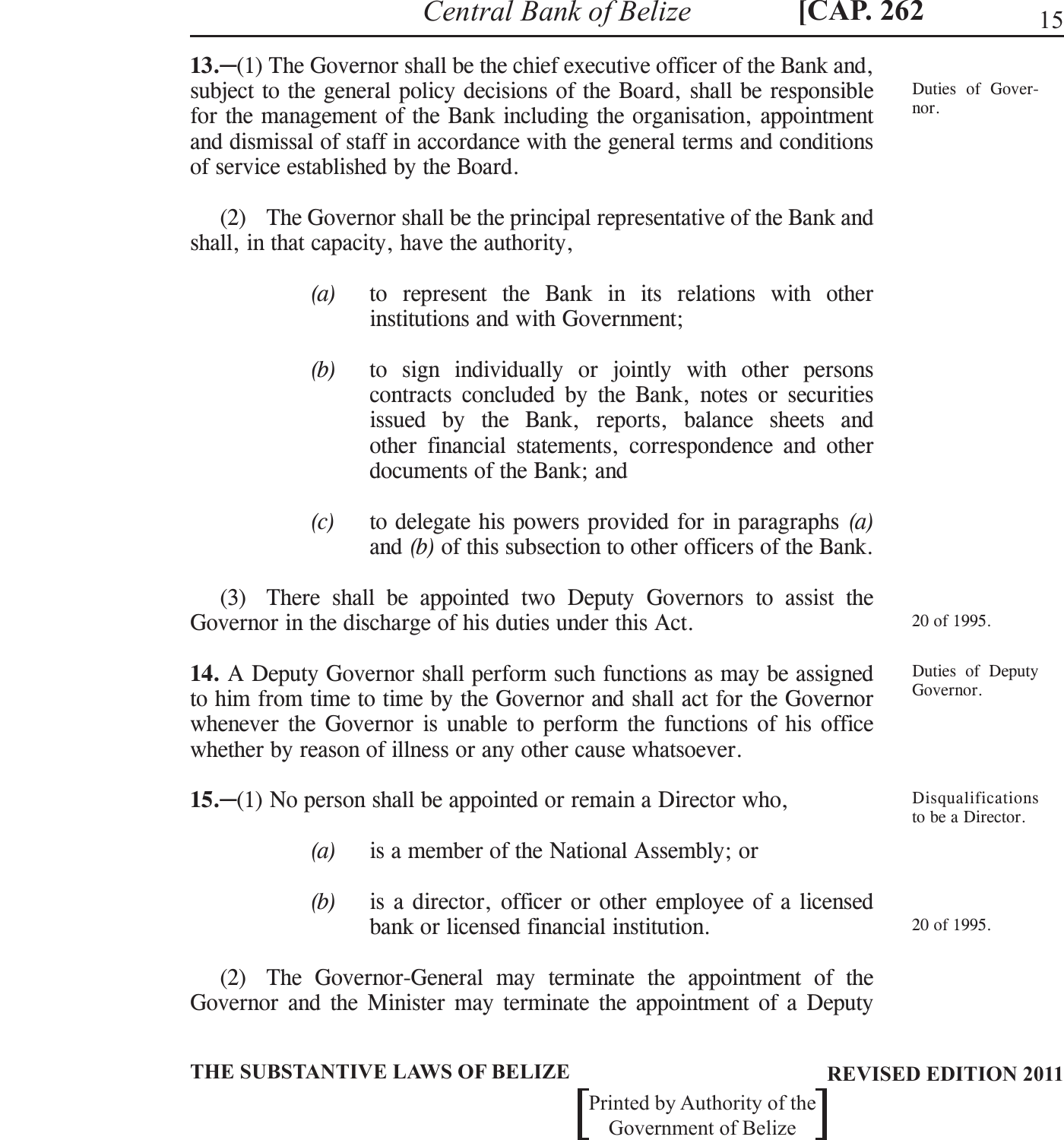**13.**—(1) The Governor shall be the chief executive officer of the Bank and, subject to the general policy decisions of the Board, shall be responsible for the management of the Bank including the organisation, appointment and dismissal of staff in accordance with the general terms and conditions of service established by the Board.

Duties of Governor.

(2) The Governor shall be the principal representative of the Bank and shall, in that capacity, have the authority,

*(a)* to represent the Bank in its relations with other institutions and with Government;

*(b)* to sign individually or jointly with other persons contracts concluded by the Bank, notes or securities issued by the Bank, reports, balance sheets and other financial statements, correspondence and other documents of the Bank; and

*(c)* to delegate his powers provided for in paragraphs *(a)* and *(b)* of this subsection to other officers of the Bank.

(3) There shall be appointed two Deputy Governors to assist the Governor in the discharge of his duties under this Act.

20 of 1995.

**14.** A Deputy Governor shall perform such functions as may be assigned to him from time to time by the Governor and shall act for the Governor whenever the Governor is unable to perform the functions of his office whether by reason of illness or any other cause whatsoever.

Duties of Deputy Governor.

**15.**—(1) No person shall be appointed or remain a Director who,

Disqualifications to be a Director.

*(a)* is a member of the National Assembly; or

*(b)* is a director, officer or other employee of a licensed bank or licensed financial institution.

20 of 1995.

(2) The Governor-General may terminate the appointment of the Governor and the Minister may terminate the appointment of a Deputy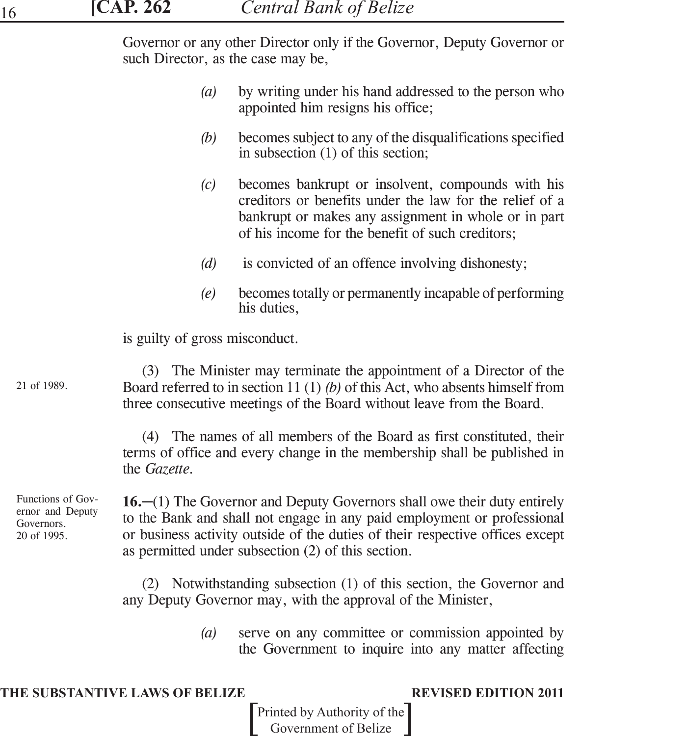Governor or any other Director only if the Governor, Deputy Governor or such Director, as the case may be,

*(a)* by writing under his hand addressed to the person who appointed him resigns his office;

*(b)* becomes subject to any of the disqualifications specified in subsection (1) of this section;

*(c)* becomes bankrupt or insolvent, compounds with his creditors or benefits under the law for the relief of a bankrupt or makes any assignment in whole or in part of his income for the benefit of such creditors;

*(d)* is convicted of an offence involving dishonesty;

*(e)* becomes totally or permanently incapable of performing his duties,

is guilty of gross misconduct.

21 of 1989.

(3) The Minister may terminate the appointment of a Director of the Board referred to in section 11 (1) *(b)* of this Act, who absents himself from three consecutive meetings of the Board without leave from the Board.

(4) The names of all members of the Board as first constituted, their terms of office and every change in the membership shall be published in the *Gazette*.

Functions of Governor and Deputy Governors.
20 of 1995.

**16.**–(1) The Governor and Deputy Governors shall owe their duty entirely to the Bank and shall not engage in any paid employment or professional or business activity outside of the duties of their respective offices except as permitted under subsection (2) of this section.

(2) Notwithstanding subsection (1) of this section, the Governor and any Deputy Governor may, with the approval of the Minister,

*(a)* serve on any committee or commission appointed by the Government to inquire into any matter affecting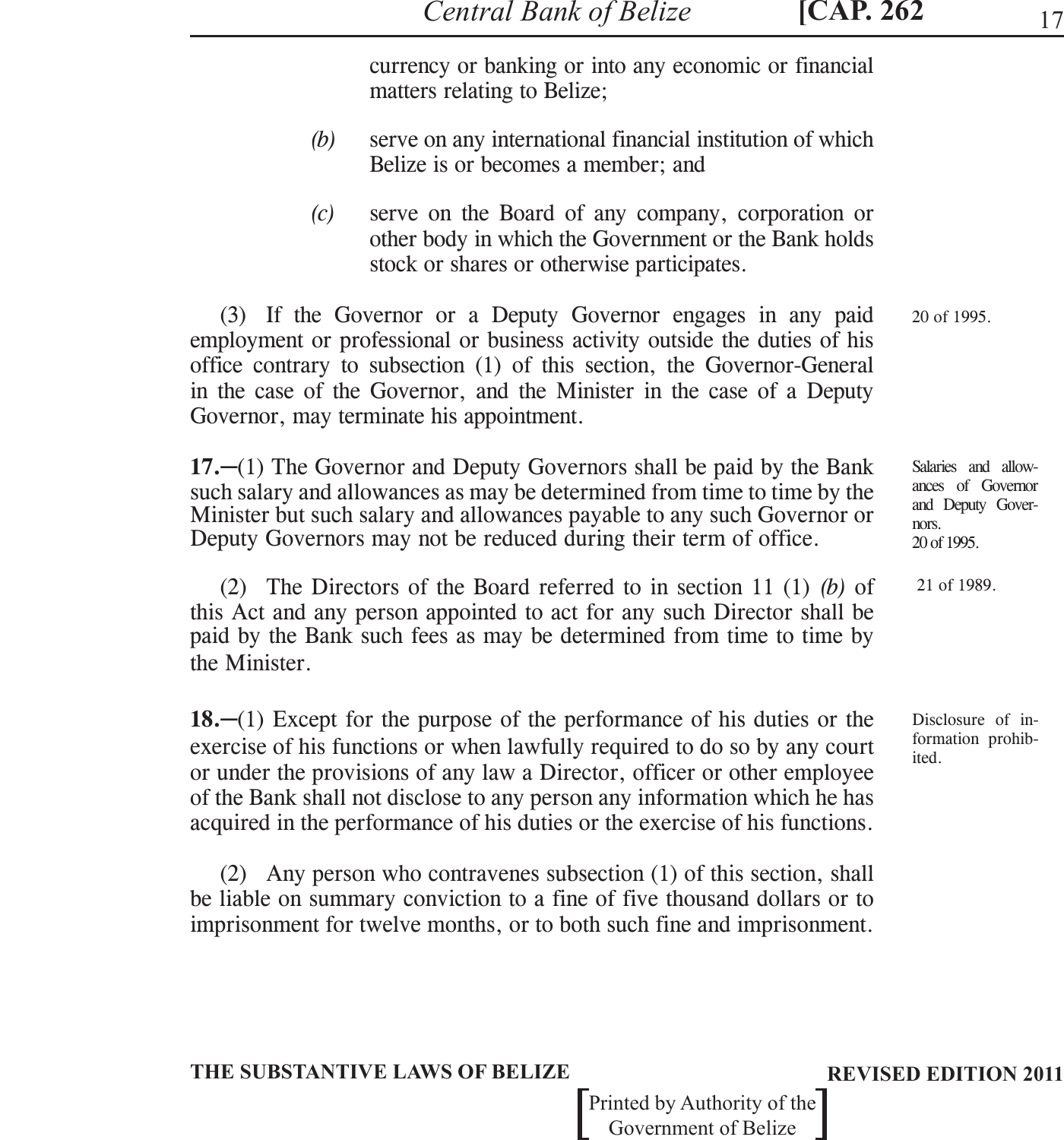currency or banking or into any economic or financial matters relating to Belize;

*(b)* serve on any international financial institution of which Belize is or becomes a member; and

*(c)* serve on the Board of any company, corporation or other body in which the Government or the Bank holds stock or shares or otherwise participates.

(3) If the Governor or a Deputy Governor engages in any paid employment or professional or business activity outside the duties of his office contrary to subsection (1) of this section, the Governor-General in the case of the Governor, and the Minister in the case of a Deputy Governor, may terminate his appointment.

20 of 1995.

Salaries and allowances of Governor and Deputy Governors.
20 of 1995.

**17.**–(1) The Governor and Deputy Governors shall be paid by the Bank such salary and allowances as may be determined from time to time by the Minister but such salary and allowances payable to any such Governor or Deputy Governors may not be reduced during their term of office.

21 of 1989.

(2) The Directors of the Board referred to in section 11 (1) *(b)* of this Act and any person appointed to act for any such Director shall be paid by the Bank such fees as may be determined from time to time by the Minister.

Disclosure of information prohibited.

**18.**–(1) Except for the purpose of the performance of his duties or the exercise of his functions or when lawfully required to do so by any court or under the provisions of any law a Director, officer or other employee of the Bank shall not disclose to any person any information which he has acquired in the performance of his duties or the exercise of his functions.

(2) Any person who contravenes subsection (1) of this section, shall be liable on summary conviction to a fine of five thousand dollars or to imprisonment for twelve months, or to both such fine and imprisonment.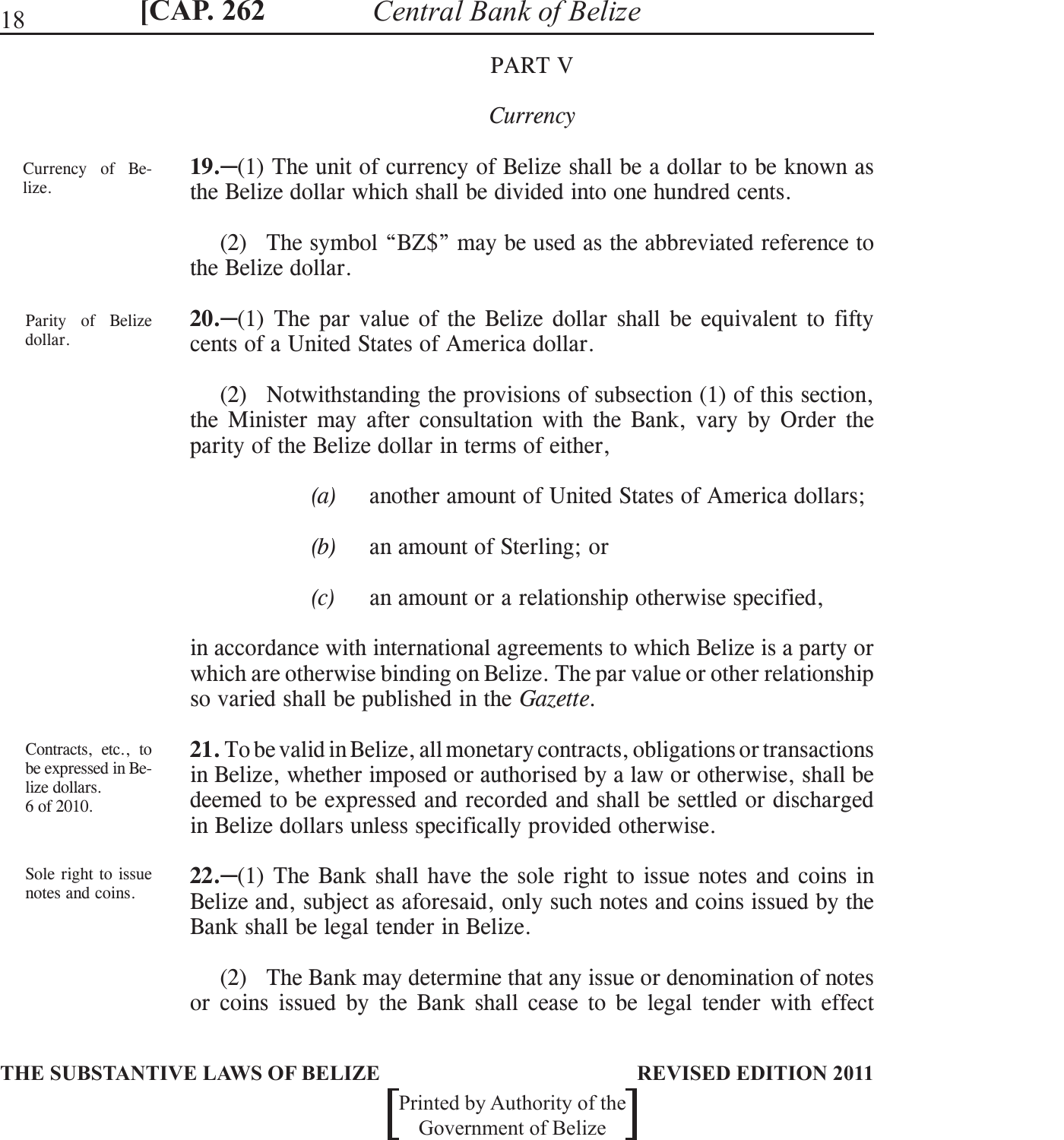## PART V

### *Currency*

Currency of Belize.

**19.**—(1) The unit of currency of Belize shall be a dollar to be known as the Belize dollar which shall be divided into one hundred cents.

(2) The symbol "BZ$" may be used as the abbreviated reference to the Belize dollar.

Parity of Belize dollar.

**20.**—(1) The par value of the Belize dollar shall be equivalent to fifty cents of a United States of America dollar.

(2) Notwithstanding the provisions of subsection (1) of this section, the Minister may after consultation with the Bank, vary by Order the parity of the Belize dollar in terms of either,

*(a)* another amount of United States of America dollars;

*(b)* an amount of Sterling; or

*(c)* an amount or a relationship otherwise specified,

in accordance with international agreements to which Belize is a party or which are otherwise binding on Belize. The par value or other relationship so varied shall be published in the *Gazette*.

Contracts, etc., to be expressed in Belize dollars. 6 of 2010.

**21.** To be valid in Belize, all monetary contracts, obligations or transactions in Belize, whether imposed or authorised by a law or otherwise, shall be deemed to be expressed and recorded and shall be settled or discharged in Belize dollars unless specifically provided otherwise.

Sole right to issue notes and coins.

**22.**—(1) The Bank shall have the sole right to issue notes and coins in Belize and, subject as aforesaid, only such notes and coins issued by the Bank shall be legal tender in Belize.

(2) The Bank may determine that any issue or denomination of notes or coins issued by the Bank shall cease to be legal tender with effect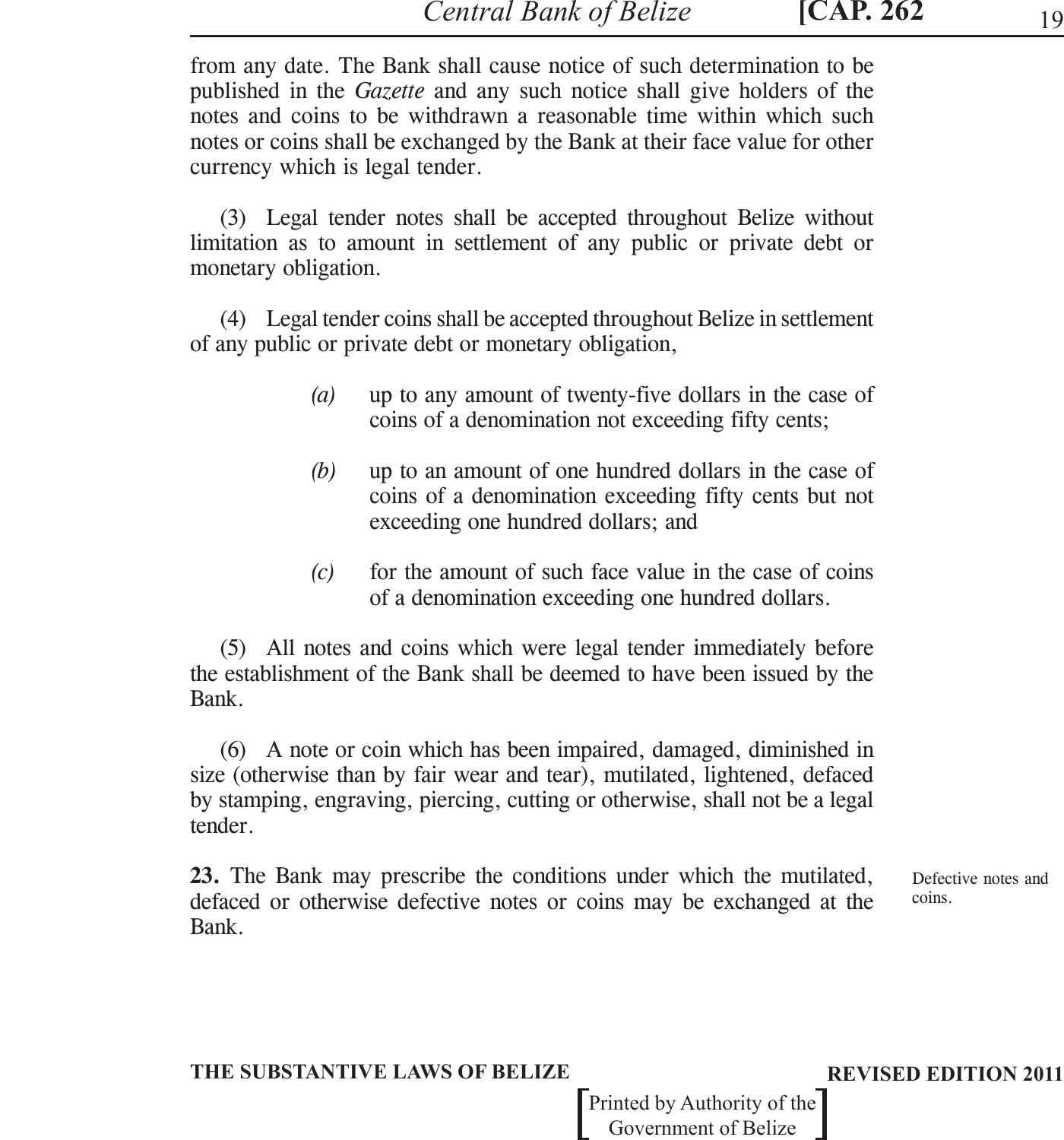from any date. The Bank shall cause notice of such determination to be published in the *Gazette* and any such notice shall give holders of the notes and coins to be withdrawn a reasonable time within which such notes or coins shall be exchanged by the Bank at their face value for other currency which is legal tender.

(3) Legal tender notes shall be accepted throughout Belize without limitation as to amount in settlement of any public or private debt or monetary obligation.

(4) Legal tender coins shall be accepted throughout Belize in settlement of any public or private debt or monetary obligation,

*(a)* up to any amount of twenty-five dollars in the case of coins of a denomination not exceeding fifty cents;

*(b)* up to an amount of one hundred dollars in the case of coins of a denomination exceeding fifty cents but not exceeding one hundred dollars; and

*(c)* for the amount of such face value in the case of coins of a denomination exceeding one hundred dollars.

(5) All notes and coins which were legal tender immediately before the establishment of the Bank shall be deemed to have been issued by the Bank.

(6) A note or coin which has been impaired, damaged, diminished in size (otherwise than by fair wear and tear), mutilated, lightened, defaced by stamping, engraving, piercing, cutting or otherwise, shall not be a legal tender.

Defective notes and coins.

**23.** The Bank may prescribe the conditions under which the mutilated, defaced or otherwise defective notes or coins may be exchanged at the Bank.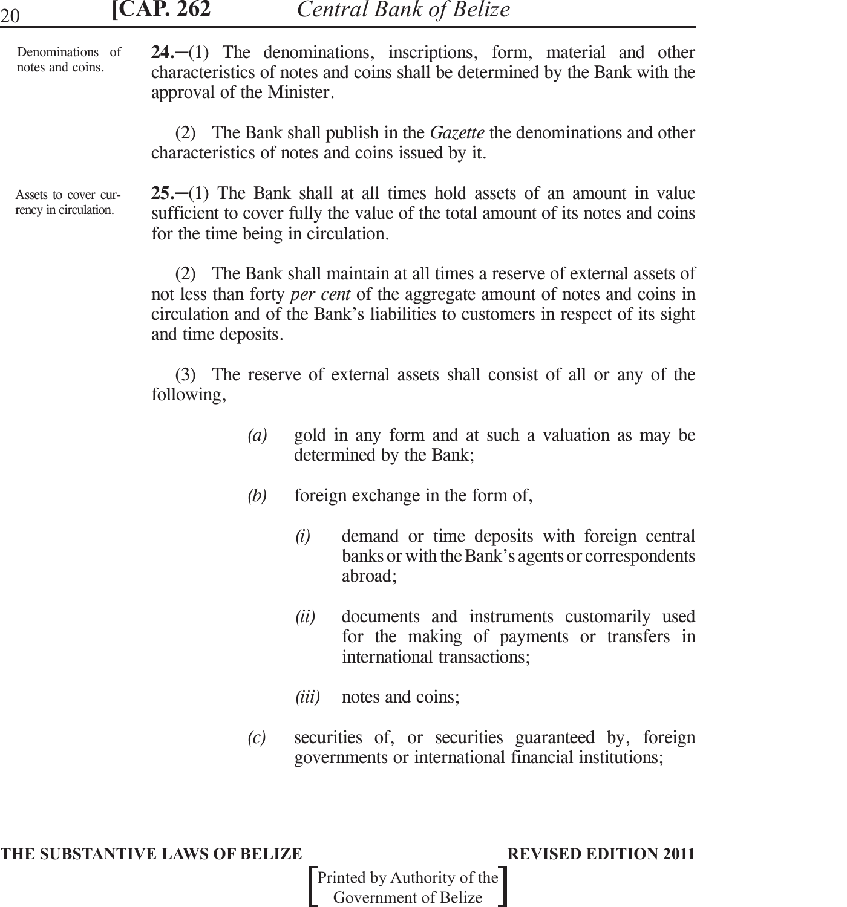Denominations of notes and coins.

**24.**–(1) The denominations, inscriptions, form, material and other characteristics of notes and coins shall be determined by the Bank with the approval of the Minister.

(2) The Bank shall publish in the *Gazette* the denominations and other characteristics of notes and coins issued by it.

Assets to cover currency in circulation.

**25.**–(1) The Bank shall at all times hold assets of an amount in value sufficient to cover fully the value of the total amount of its notes and coins for the time being in circulation.

(2) The Bank shall maintain at all times a reserve of external assets of not less than forty *per cent* of the aggregate amount of notes and coins in circulation and of the Bank's liabilities to customers in respect of its sight and time deposits.

(3) The reserve of external assets shall consist of all or any of the following,

*(a)* gold in any form and at such a valuation as may be determined by the Bank;

*(b)* foreign exchange in the form of,

*(i)* demand or time deposits with foreign central banks or with the Bank's agents or correspondents abroad;

*(ii)* documents and instruments customarily used for the making of payments or transfers in international transactions;

*(iii)* notes and coins;

*(c)* securities of, or securities guaranteed by, foreign governments or international financial institutions;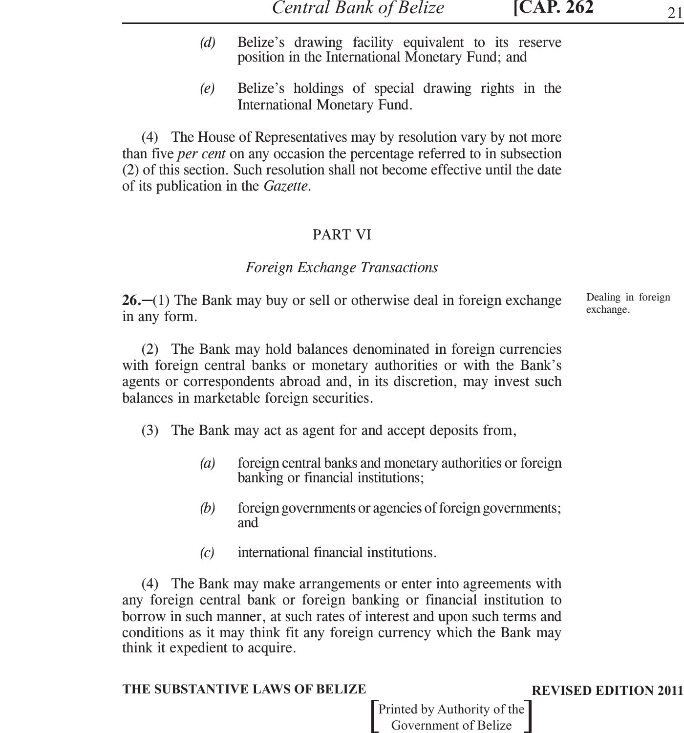(d) Belize's drawing facility equivalent to its reserve position in the International Monetary Fund; and

(e) Belize's holdings of special drawing rights in the International Monetary Fund.

(4) The House of Representatives may by resolution vary by not more than five *per cent* on any occasion the percentage referred to in subsection (2) of this section. Such resolution shall not become effective until the date of its publication in the *Gazette*.

## PART VI

### *Foreign Exchange Transactions*

Dealing in foreign exchange.

**26.**–(1) The Bank may buy or sell or otherwise deal in foreign exchange in any form.

(2) The Bank may hold balances denominated in foreign currencies with foreign central banks or monetary authorities or with the Bank's agents or correspondents abroad and, in its discretion, may invest such balances in marketable foreign securities.

(3) The Bank may act as agent for and accept deposits from,

(a) foreign central banks and monetary authorities or foreign banking or financial institutions;

(b) foreign governments or agencies of foreign governments; and

(c) international financial institutions.

(4) The Bank may make arrangements or enter into agreements with any foreign central bank or foreign banking or financial institution to borrow in such manner, at such rates of interest and upon such terms and conditions as it may think fit any foreign currency which the Bank may think it expedient to acquire.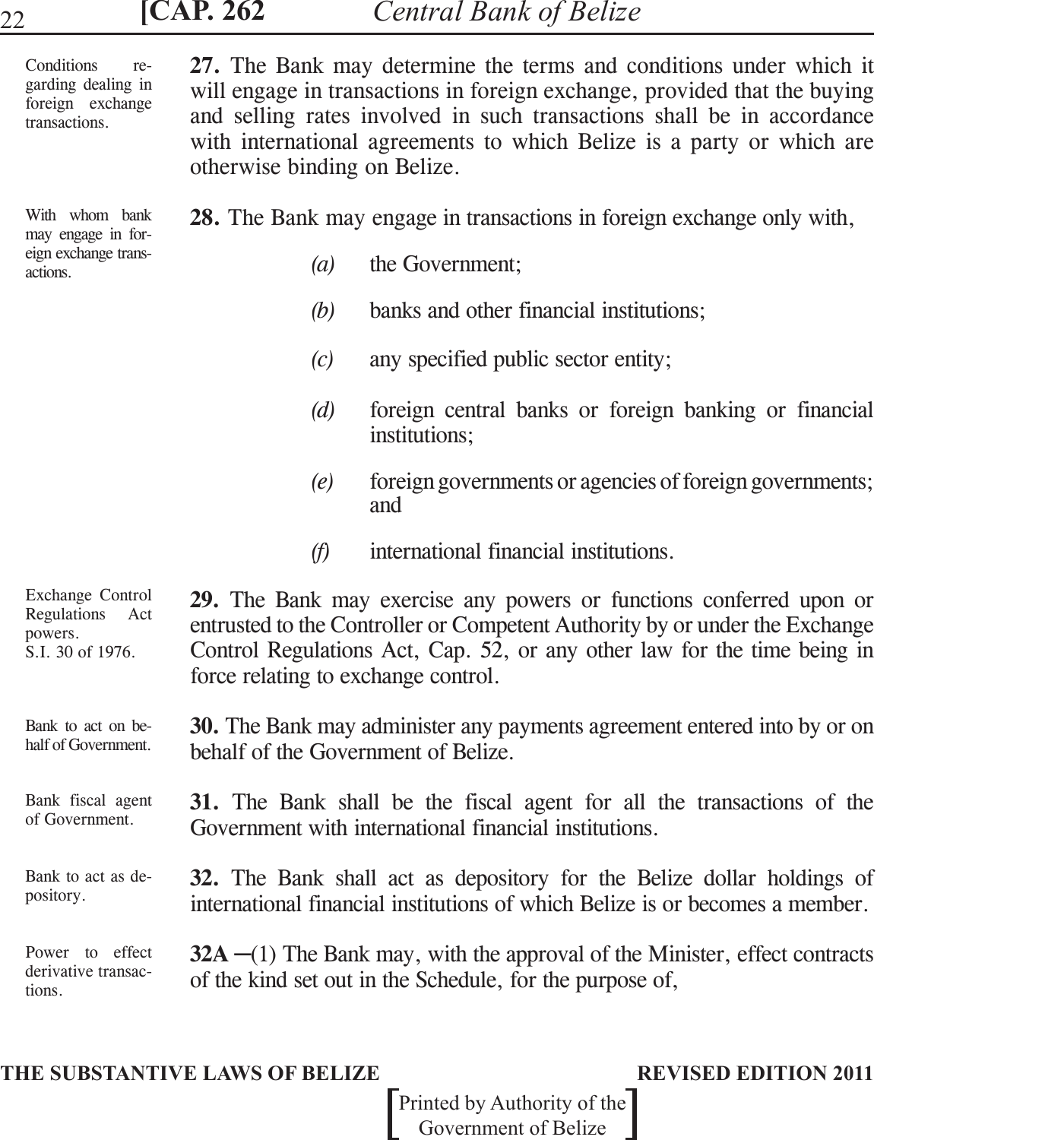Conditions regarding dealing in foreign exchange transactions.

**27.** The Bank may determine the terms and conditions under which it will engage in transactions in foreign exchange, provided that the buying and selling rates involved in such transactions shall be in accordance with international agreements to which Belize is a party or which are otherwise binding on Belize.

With whom bank may engage in foreign exchange transactions.

**28.** The Bank may engage in transactions in foreign exchange only with,

*(a)* the Government;

*(b)* banks and other financial institutions;

*(c)* any specified public sector entity;

*(d)* foreign central banks or foreign banking or financial institutions;

*(e)* foreign governments or agencies of foreign governments; and

*(f)* international financial institutions.

Exchange Control Regulations Act powers. S.I. 30 of 1976.

**29.** The Bank may exercise any powers or functions conferred upon or entrusted to the Controller or Competent Authority by or under the Exchange Control Regulations Act, Cap. 52, or any other law for the time being in force relating to exchange control.

Bank to act on behalf of Government.

**30.** The Bank may administer any payments agreement entered into by or on behalf of the Government of Belize.

Bank fiscal agent of Government.

**31.** The Bank shall be the fiscal agent for all the transactions of the Government with international financial institutions.

Bank to act as depository.

**32.** The Bank shall act as depository for the Belize dollar holdings of international financial institutions of which Belize is or becomes a member.

Power to effect derivative transactions.

**32A** ─(1) The Bank may, with the approval of the Minister, effect contracts of the kind set out in the Schedule, for the purpose of,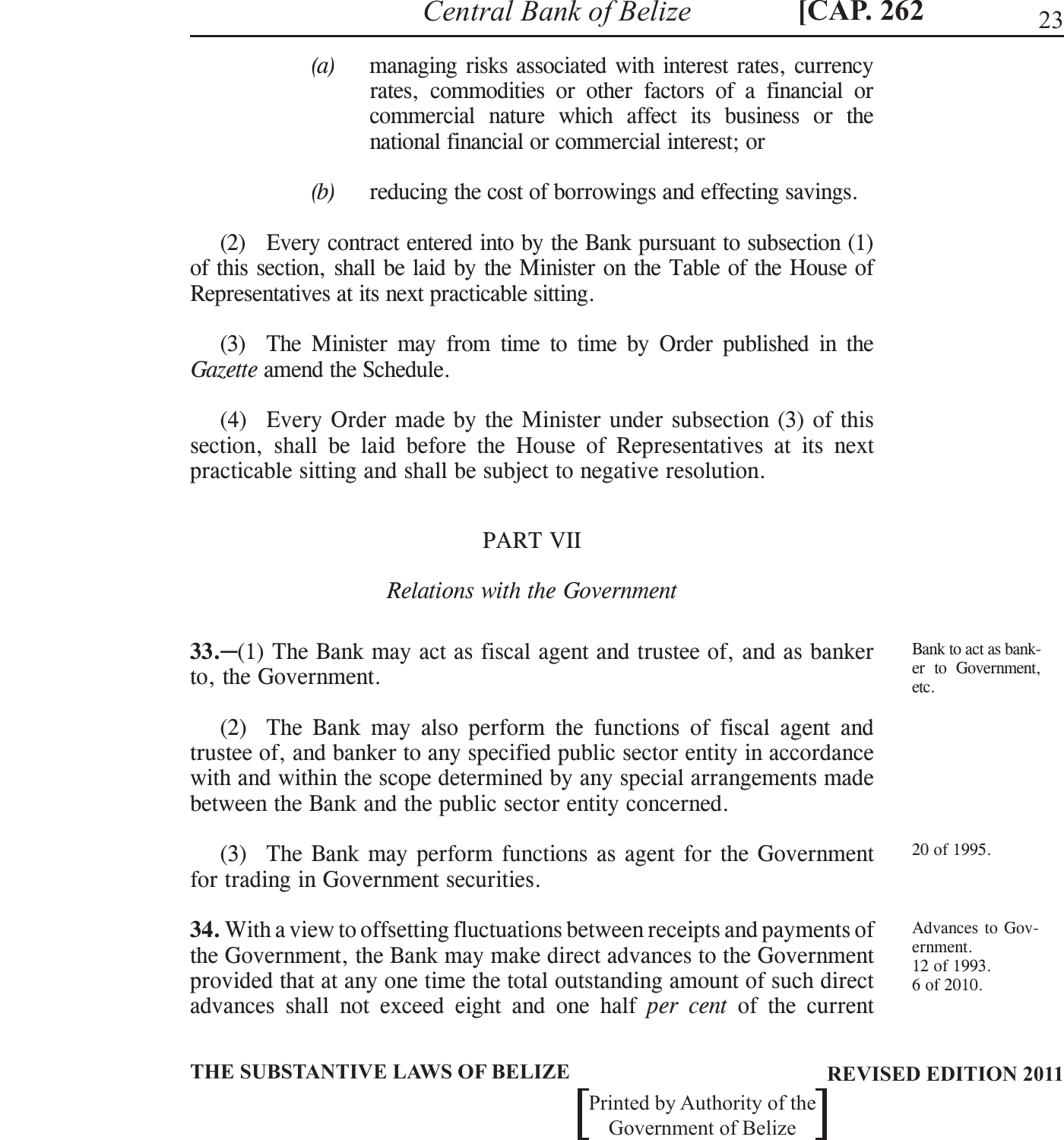(a) managing risks associated with interest rates, currency rates, commodities or other factors of a financial or commercial nature which affect its business or the national financial or commercial interest; or

(b) reducing the cost of borrowings and effecting savings.

(2) Every contract entered into by the Bank pursuant to subsection (1) of this section, shall be laid by the Minister on the Table of the House of Representatives at its next practicable sitting.

(3) The Minister may from time to time by Order published in the *Gazette* amend the Schedule.

(4) Every Order made by the Minister under subsection (3) of this section, shall be laid before the House of Representatives at its next practicable sitting and shall be subject to negative resolution.

## PART VII

### *Relations with the Government*

Bank to act as banker to Government, etc.

**33.**–(1) The Bank may act as fiscal agent and trustee of, and as banker to, the Government.

(2) The Bank may also perform the functions of fiscal agent and trustee of, and banker to any specified public sector entity in accordance with and within the scope determined by any special arrangements made between the Bank and the public sector entity concerned.

20 of 1995.

(3) The Bank may perform functions as agent for the Government for trading in Government securities.

Advances to Government. 12 of 1993. 6 of 2010.

**34.** With a view to offsetting fluctuations between receipts and payments of the Government, the Bank may make direct advances to the Government provided that at any one time the total outstanding amount of such direct advances shall not exceed eight and one half *per cent* of the current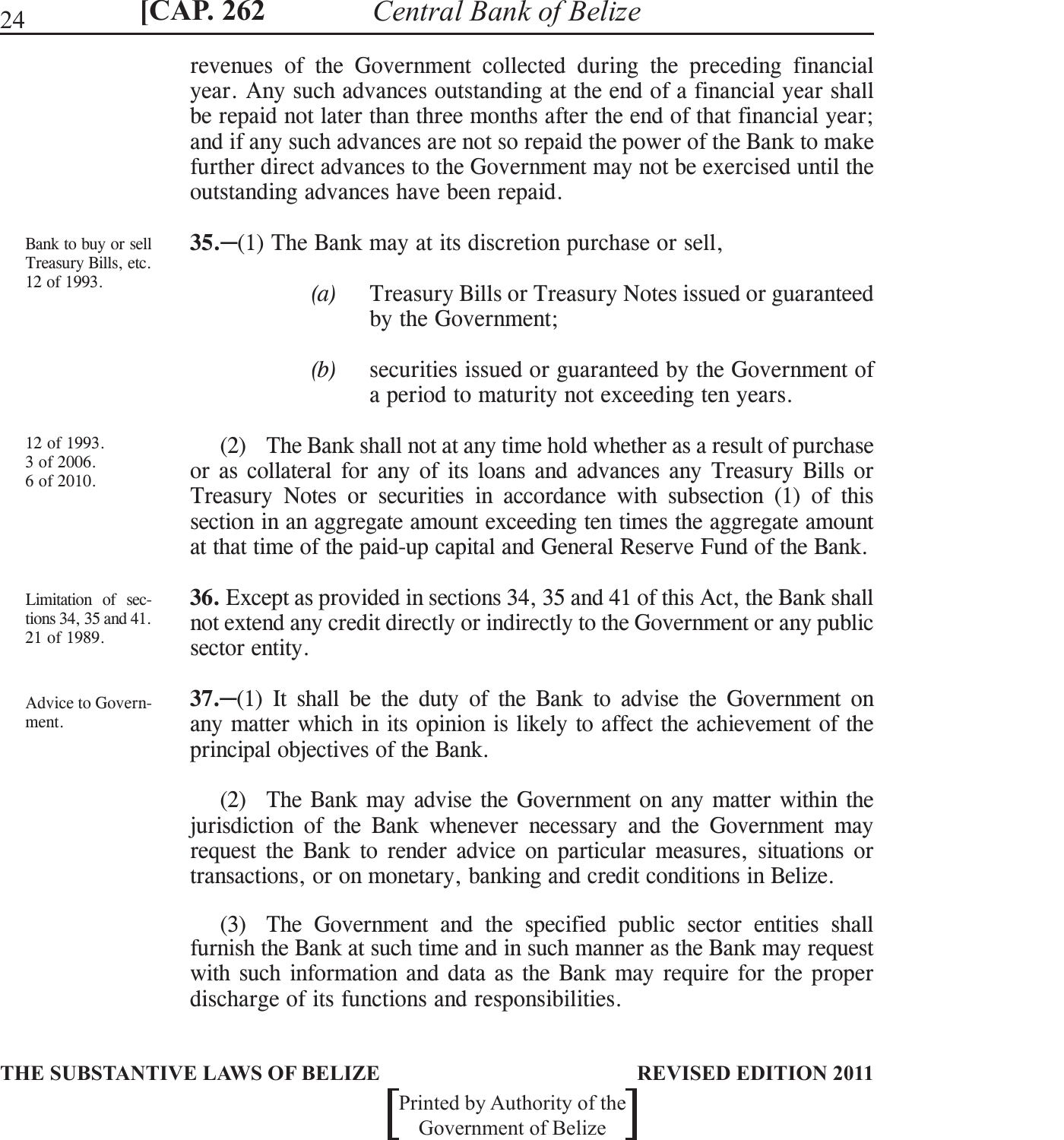revenues of the Government collected during the preceding financial year. Any such advances outstanding at the end of a financial year shall be repaid not later than three months after the end of that financial year; and if any such advances are not so repaid the power of the Bank to make further direct advances to the Government may not be exercised until the outstanding advances have been repaid.

Bank to buy or sell Treasury Bills, etc. 12 of 1993.

**35.**–(1) The Bank may at its discretion purchase or sell,

*(a)* Treasury Bills or Treasury Notes issued or guaranteed by the Government;

*(b)* securities issued or guaranteed by the Government of a period to maturity not exceeding ten years.

12 of 1993. 3 of 2006. 6 of 2010.

(2) The Bank shall not at any time hold whether as a result of purchase or as collateral for any of its loans and advances any Treasury Bills or Treasury Notes or securities in accordance with subsection (1) of this section in an aggregate amount exceeding ten times the aggregate amount at that time of the paid-up capital and General Reserve Fund of the Bank.

Limitation of sections 34, 35 and 41. 21 of 1989.

**36.** Except as provided in sections 34, 35 and 41 of this Act, the Bank shall not extend any credit directly or indirectly to the Government or any public sector entity.

Advice to Government.

**37.**–(1) It shall be the duty of the Bank to advise the Government on any matter which in its opinion is likely to affect the achievement of the principal objectives of the Bank.

(2) The Bank may advise the Government on any matter within the jurisdiction of the Bank whenever necessary and the Government may request the Bank to render advice on particular measures, situations or transactions, or on monetary, banking and credit conditions in Belize.

(3) The Government and the specified public sector entities shall furnish the Bank at such time and in such manner as the Bank may request with such information and data as the Bank may require for the proper discharge of its functions and responsibilities.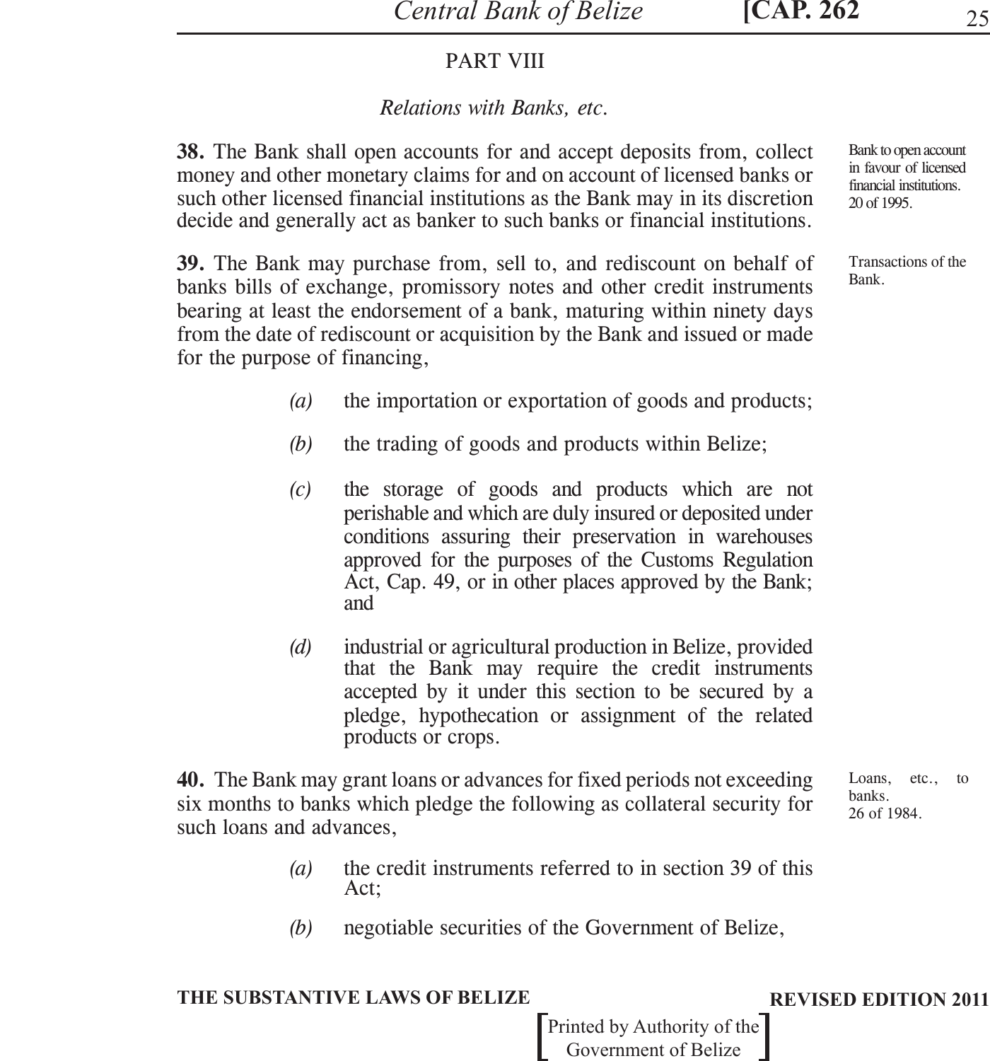## PART VIII

### *Relations with Banks, etc.*

**38.** The Bank shall open accounts for and accept deposits from, collect money and other monetary claims for and on account of licensed banks or such other licensed financial institutions as the Bank may in its discretion decide and generally act as banker to such banks or financial institutions.

Bank to open account in favour of licensed financial institutions. 20 of 1995.

**39.** The Bank may purchase from, sell to, and rediscount on behalf of banks bills of exchange, promissory notes and other credit instruments bearing at least the endorsement of a bank, maturing within ninety days from the date of rediscount or acquisition by the Bank and issued or made for the purpose of financing,

Transactions of the Bank.

*(a)* the importation or exportation of goods and products;

*(b)* the trading of goods and products within Belize;

*(c)* the storage of goods and products which are not perishable and which are duly insured or deposited under conditions assuring their preservation in warehouses approved for the purposes of the Customs Regulation Act, Cap. 49, or in other places approved by the Bank; and

*(d)* industrial or agricultural production in Belize, provided that the Bank may require the credit instruments accepted by it under this section to be secured by a pledge, hypothecation or assignment of the related products or crops.

**40.** The Bank may grant loans or advances for fixed periods not exceeding six months to banks which pledge the following as collateral security for such loans and advances,

Loans, etc., to banks. 26 of 1984.

*(a)* the credit instruments referred to in section 39 of this Act;

*(b)* negotiable securities of the Government of Belize,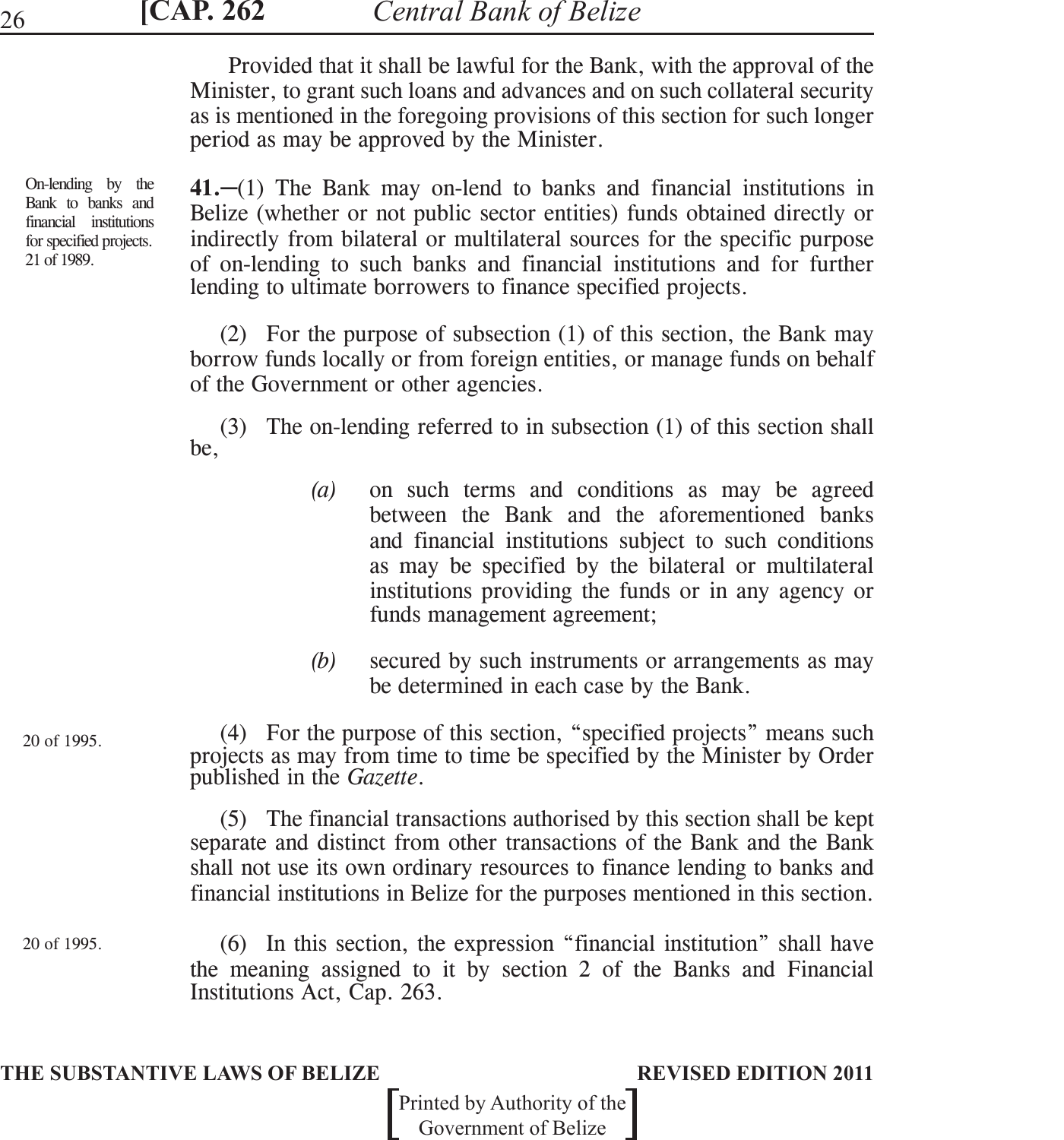Provided that it shall be lawful for the Bank, with the approval of the Minister, to grant such loans and advances and on such collateral security as is mentioned in the foregoing provisions of this section for such longer period as may be approved by the Minister.

On-lending by the Bank to banks and financial institutions for specified projects. 21 of 1989.

**41.**–(1) The Bank may on-lend to banks and financial institutions in Belize (whether or not public sector entities) funds obtained directly or indirectly from bilateral or multilateral sources for the specific purpose of on-lending to such banks and financial institutions and for further lending to ultimate borrowers to finance specified projects.

(2) For the purpose of subsection (1) of this section, the Bank may borrow funds locally or from foreign entities, or manage funds on behalf of the Government or other agencies.

(3) The on-lending referred to in subsection (1) of this section shall be,

*(a)* on such terms and conditions as may be agreed between the Bank and the aforementioned banks and financial institutions subject to such conditions as may be specified by the bilateral or multilateral institutions providing the funds or in any agency or funds management agreement;

*(b)* secured by such instruments or arrangements as may be determined in each case by the Bank.

20 of 1995.

(4) For the purpose of this section, "specified projects" means such projects as may from time to time be specified by the Minister by Order published in the *Gazette*.

(5) The financial transactions authorised by this section shall be kept separate and distinct from other transactions of the Bank and the Bank shall not use its own ordinary resources to finance lending to banks and financial institutions in Belize for the purposes mentioned in this section.

20 of 1995.

(6) In this section, the expression "financial institution" shall have the meaning assigned to it by section 2 of the Banks and Financial Institutions Act, Cap. 263.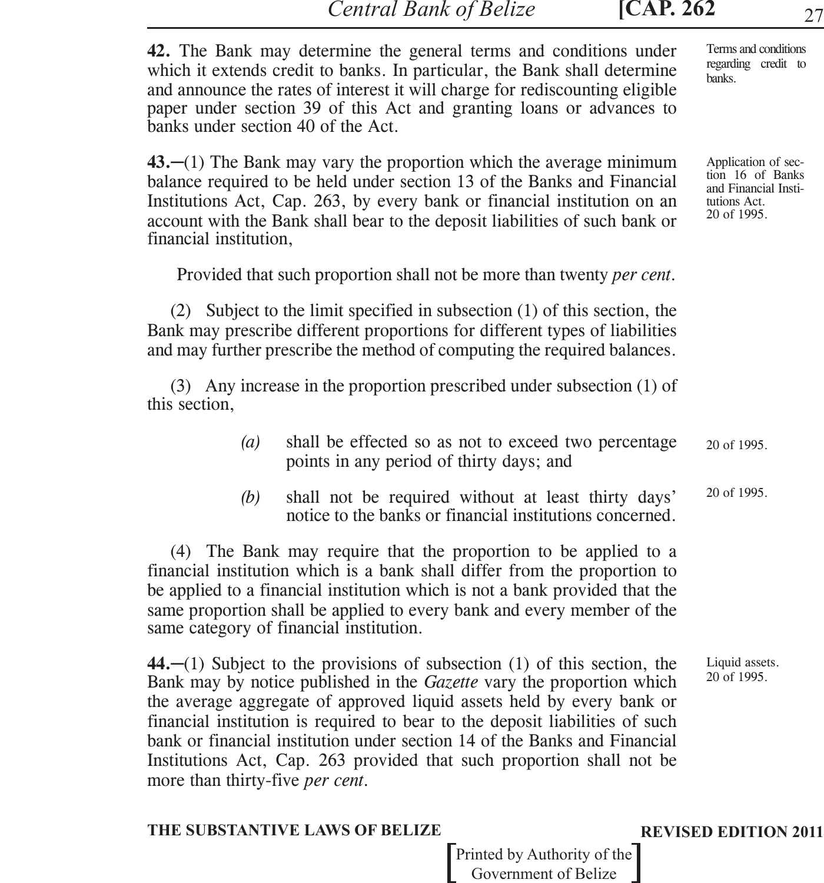**42.** The Bank may determine the general terms and conditions under which it extends credit to banks. In particular, the Bank shall determine and announce the rates of interest it will charge for rediscounting eligible paper under section 39 of this Act and granting loans or advances to banks under section 40 of the Act.

Terms and conditions regarding credit to banks.

**43.**–(1) The Bank may vary the proportion which the average minimum balance required to be held under section 13 of the Banks and Financial Institutions Act, Cap. 263, by every bank or financial institution on an account with the Bank shall bear to the deposit liabilities of such bank or financial institution,

Application of section 16 of Banks and Financial Institutions Act. 20 of 1995.

Provided that such proportion shall not be more than twenty *per cent*.

(2) Subject to the limit specified in subsection (1) of this section, the Bank may prescribe different proportions for different types of liabilities and may further prescribe the method of computing the required balances.

(3) Any increase in the proportion prescribed under subsection (1) of this section,

*(a)* shall be effected so as not to exceed two percentage points in any period of thirty days; and

20 of 1995.

*(b)* shall not be required without at least thirty days' notice to the banks or financial institutions concerned.

20 of 1995.

(4) The Bank may require that the proportion to be applied to a financial institution which is a bank shall differ from the proportion to be applied to a financial institution which is not a bank provided that the same proportion shall be applied to every bank and every member of the same category of financial institution.

**44.**–(1) Subject to the provisions of subsection (1) of this section, the Bank may by notice published in the *Gazette* vary the proportion which the average aggregate of approved liquid assets held by every bank or financial institution is required to bear to the deposit liabilities of such bank or financial institution under section 14 of the Banks and Financial Institutions Act, Cap. 263 provided that such proportion shall not be more than thirty-five *per cent*.

Liquid assets. 20 of 1995.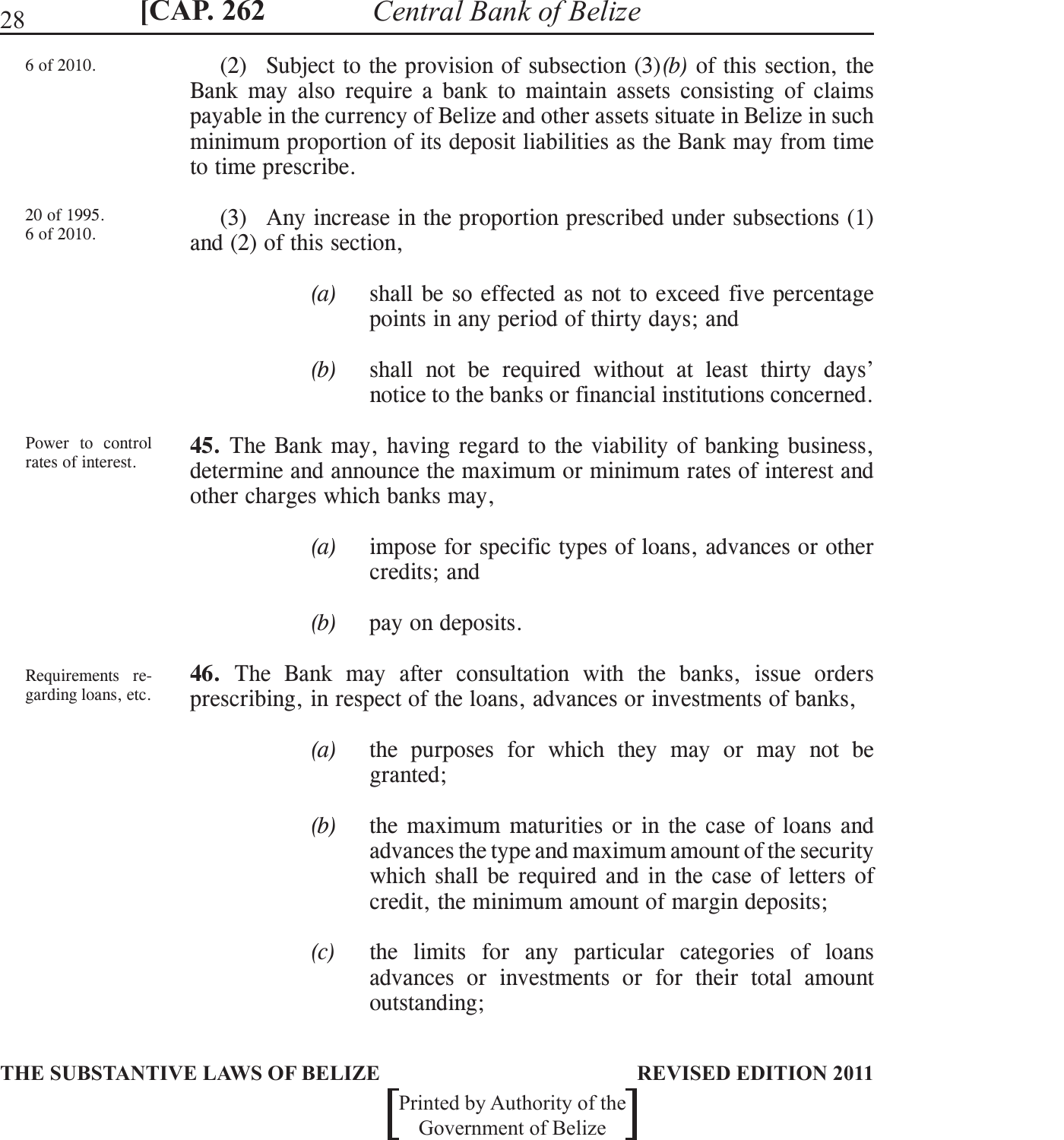6 of 2010.

(2) Subject to the provision of subsection (3)*(b)* of this section, the Bank may also require a bank to maintain assets consisting of claims payable in the currency of Belize and other assets situate in Belize in such minimum proportion of its deposit liabilities as the Bank may from time to time prescribe.

20 of 1995. 6 of 2010.

(3) Any increase in the proportion prescribed under subsections (1) and (2) of this section,

*(a)* shall be so effected as not to exceed five percentage points in any period of thirty days; and

*(b)* shall not be required without at least thirty days' notice to the banks or financial institutions concerned.

Power to control rates of interest.

**45.** The Bank may, having regard to the viability of banking business, determine and announce the maximum or minimum rates of interest and other charges which banks may,

*(a)* impose for specific types of loans, advances or other credits; and

*(b)* pay on deposits.

Requirements regarding loans, etc.

**46.** The Bank may after consultation with the banks, issue orders prescribing, in respect of the loans, advances or investments of banks,

*(a)* the purposes for which they may or may not be granted;

*(b)* the maximum maturities or in the case of loans and advances the type and maximum amount of the security which shall be required and in the case of letters of credit, the minimum amount of margin deposits;

*(c)* the limits for any particular categories of loans advances or investments or for their total amount outstanding;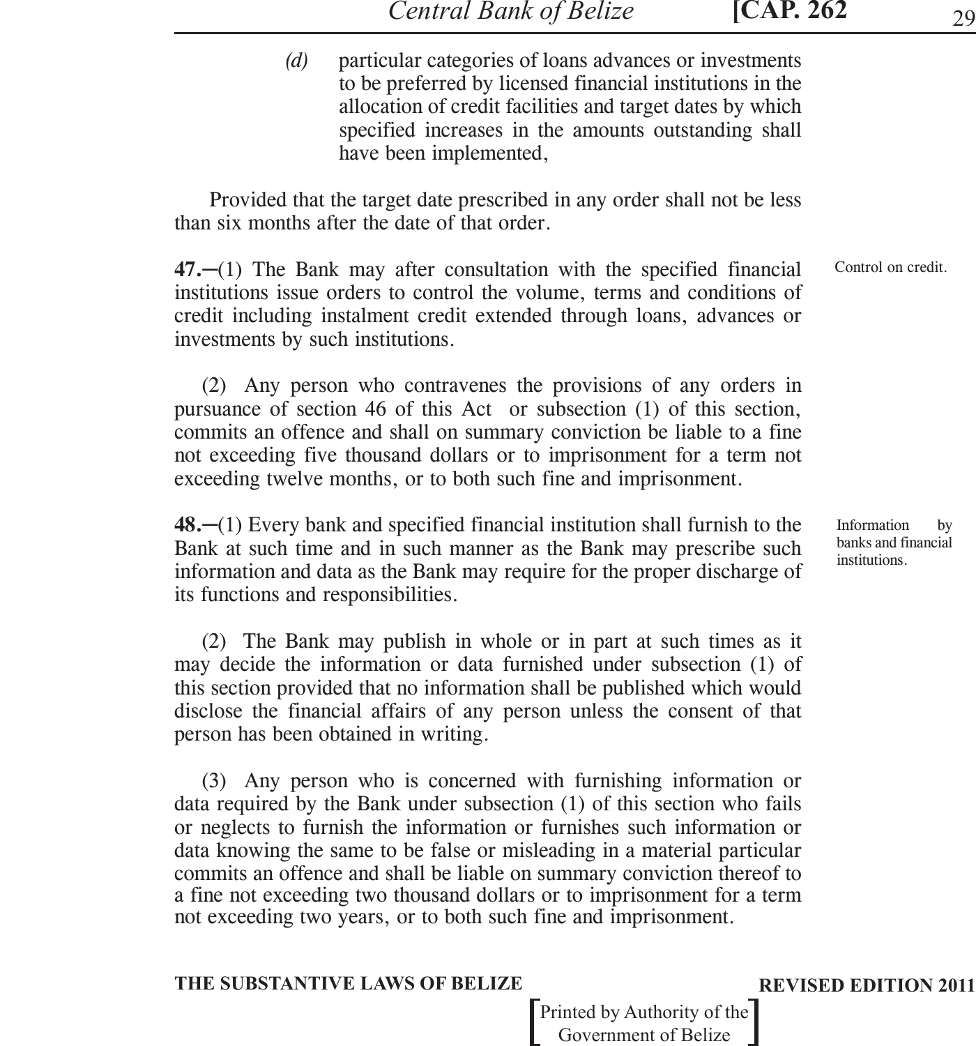(d) particular categories of loans advances or investments to be preferred by licensed financial institutions in the allocation of credit facilities and target dates by which specified increases in the amounts outstanding shall have been implemented,

Provided that the target date prescribed in any order shall not be less than six months after the date of that order.

Control on credit.

**47.**─(1) The Bank may after consultation with the specified financial institutions issue orders to control the volume, terms and conditions of credit including instalment credit extended through loans, advances or investments by such institutions.

(2) Any person who contravenes the provisions of any orders in pursuance of section 46 of this Act or subsection (1) of this section, commits an offence and shall on summary conviction be liable to a fine not exceeding five thousand dollars or to imprisonment for a term not exceeding twelve months, or to both such fine and imprisonment.

Information by banks and financial institutions.

**48.**─(1) Every bank and specified financial institution shall furnish to the Bank at such time and in such manner as the Bank may prescribe such information and data as the Bank may require for the proper discharge of its functions and responsibilities.

(2) The Bank may publish in whole or in part at such times as it may decide the information or data furnished under subsection (1) of this section provided that no information shall be published which would disclose the financial affairs of any person unless the consent of that person has been obtained in writing.

(3) Any person who is concerned with furnishing information or data required by the Bank under subsection (1) of this section who fails or neglects to furnish the information or furnishes such information or data knowing the same to be false or misleading in a material particular commits an offence and shall be liable on summary conviction thereof to a fine not exceeding two thousand dollars or to imprisonment for a term not exceeding two years, or to both such fine and imprisonment.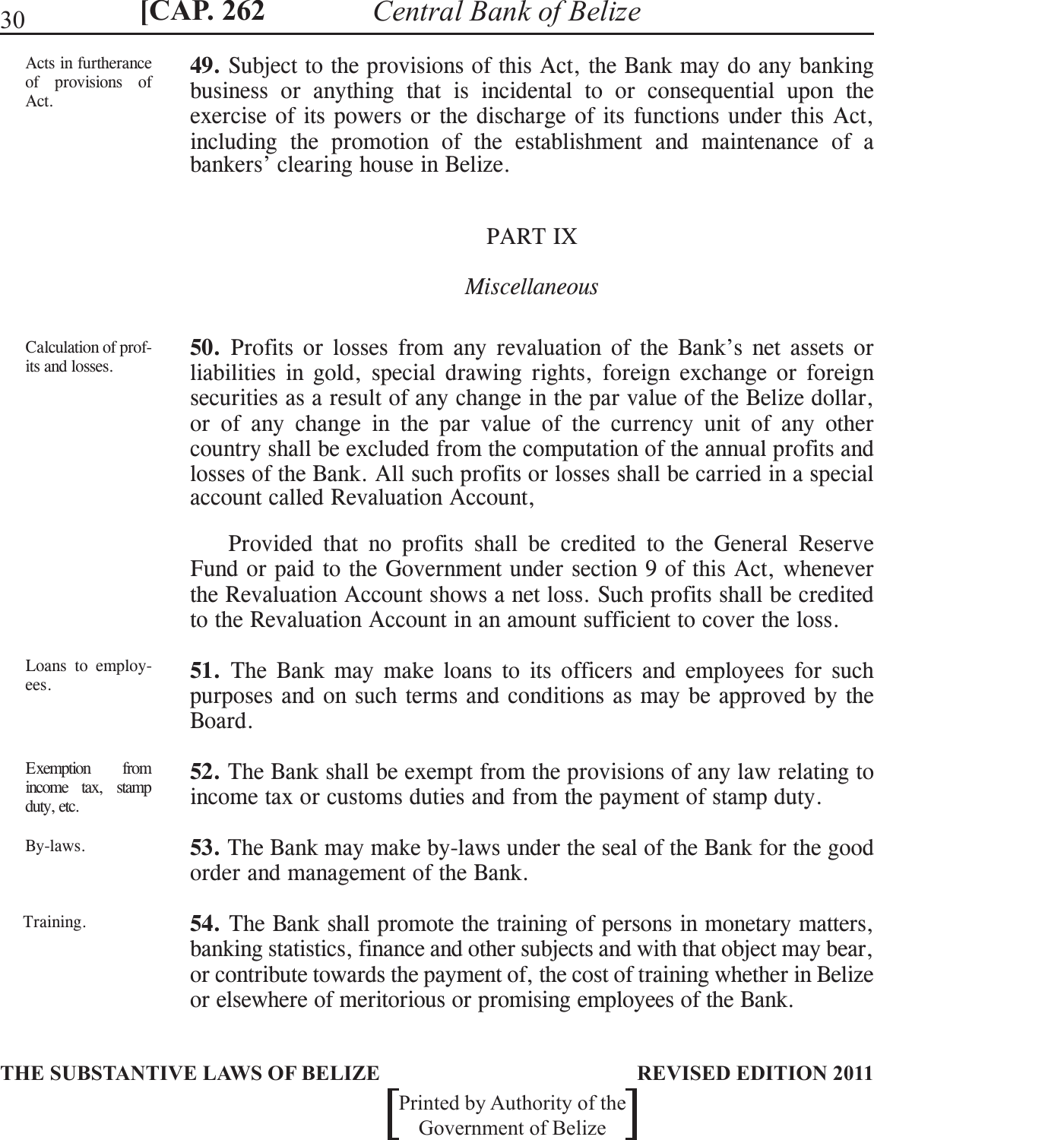Acts in furtherance of provisions of Act.

**49.** Subject to the provisions of this Act, the Bank may do any banking business or anything that is incidental to or consequential upon the exercise of its powers or the discharge of its functions under this Act, including the promotion of the establishment and maintenance of a bankers' clearing house in Belize.

## PART IX

### *Miscellaneous*

Calculation of profits and losses.

**50.** Profits or losses from any revaluation of the Bank's net assets or liabilities in gold, special drawing rights, foreign exchange or foreign securities as a result of any change in the par value of the Belize dollar, or of any change in the par value of the currency unit of any other country shall be excluded from the computation of the annual profits and losses of the Bank. All such profits or losses shall be carried in a special account called Revaluation Account,

Provided that no profits shall be credited to the General Reserve Fund or paid to the Government under section 9 of this Act, whenever the Revaluation Account shows a net loss. Such profits shall be credited to the Revaluation Account in an amount sufficient to cover the loss.

Loans to employees.

**51.** The Bank may make loans to its officers and employees for such purposes and on such terms and conditions as may be approved by the Board.

Exemption from income tax, stamp duty, etc.

**52.** The Bank shall be exempt from the provisions of any law relating to income tax or customs duties and from the payment of stamp duty.

By-laws.

**53.** The Bank may make by-laws under the seal of the Bank for the good order and management of the Bank.

Training.

**54.** The Bank shall promote the training of persons in monetary matters, banking statistics, finance and other subjects and with that object may bear, or contribute towards the payment of, the cost of training whether in Belize or elsewhere of meritorious or promising employees of the Bank.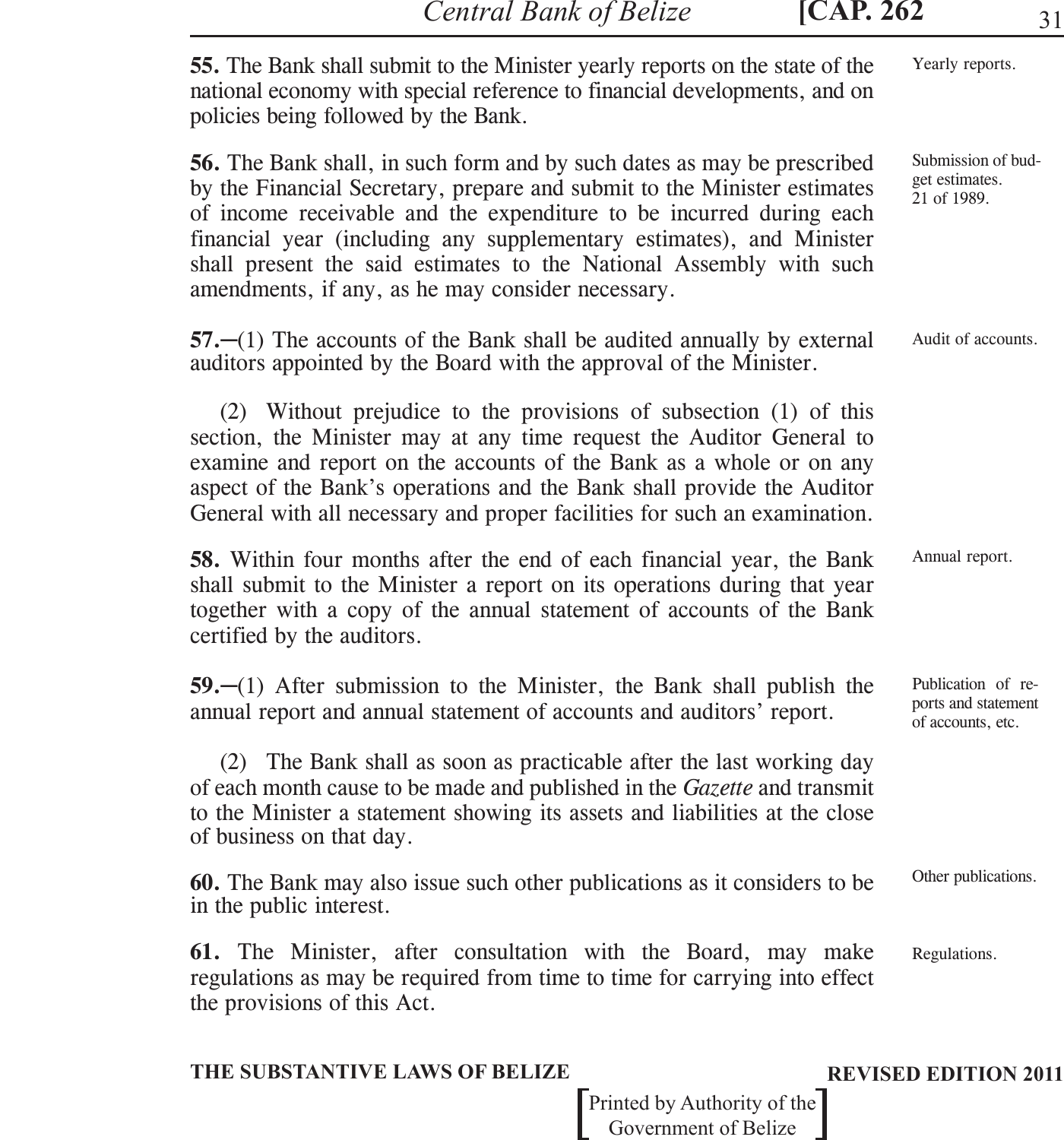**55.** The Bank shall submit to the Minister yearly reports on the state of the national economy with special reference to financial developments, and on policies being followed by the Bank.

Yearly reports.

**56.** The Bank shall, in such form and by such dates as may be prescribed by the Financial Secretary, prepare and submit to the Minister estimates of income receivable and the expenditure to be incurred during each financial year (including any supplementary estimates), and Minister shall present the said estimates to the National Assembly with such amendments, if any, as he may consider necessary.

Submission of budget estimates.
21 of 1989.

**57.**—(1) The accounts of the Bank shall be audited annually by external auditors appointed by the Board with the approval of the Minister.

Audit of accounts.

(2) Without prejudice to the provisions of subsection (1) of this section, the Minister may at any time request the Auditor General to examine and report on the accounts of the Bank as a whole or on any aspect of the Bank's operations and the Bank shall provide the Auditor General with all necessary and proper facilities for such an examination.

**58.** Within four months after the end of each financial year, the Bank shall submit to the Minister a report on its operations during that year together with a copy of the annual statement of accounts of the Bank certified by the auditors.

Annual report.

**59.**—(1) After submission to the Minister, the Bank shall publish the annual report and annual statement of accounts and auditors' report.

Publication of reports and statement of accounts, etc.

(2) The Bank shall as soon as practicable after the last working day of each month cause to be made and published in the *Gazette* and transmit to the Minister a statement showing its assets and liabilities at the close of business on that day.

**60.** The Bank may also issue such other publications as it considers to be in the public interest.

Other publications.

**61.** The Minister, after consultation with the Board, may make regulations as may be required from time to time for carrying into effect the provisions of this Act.

Regulations.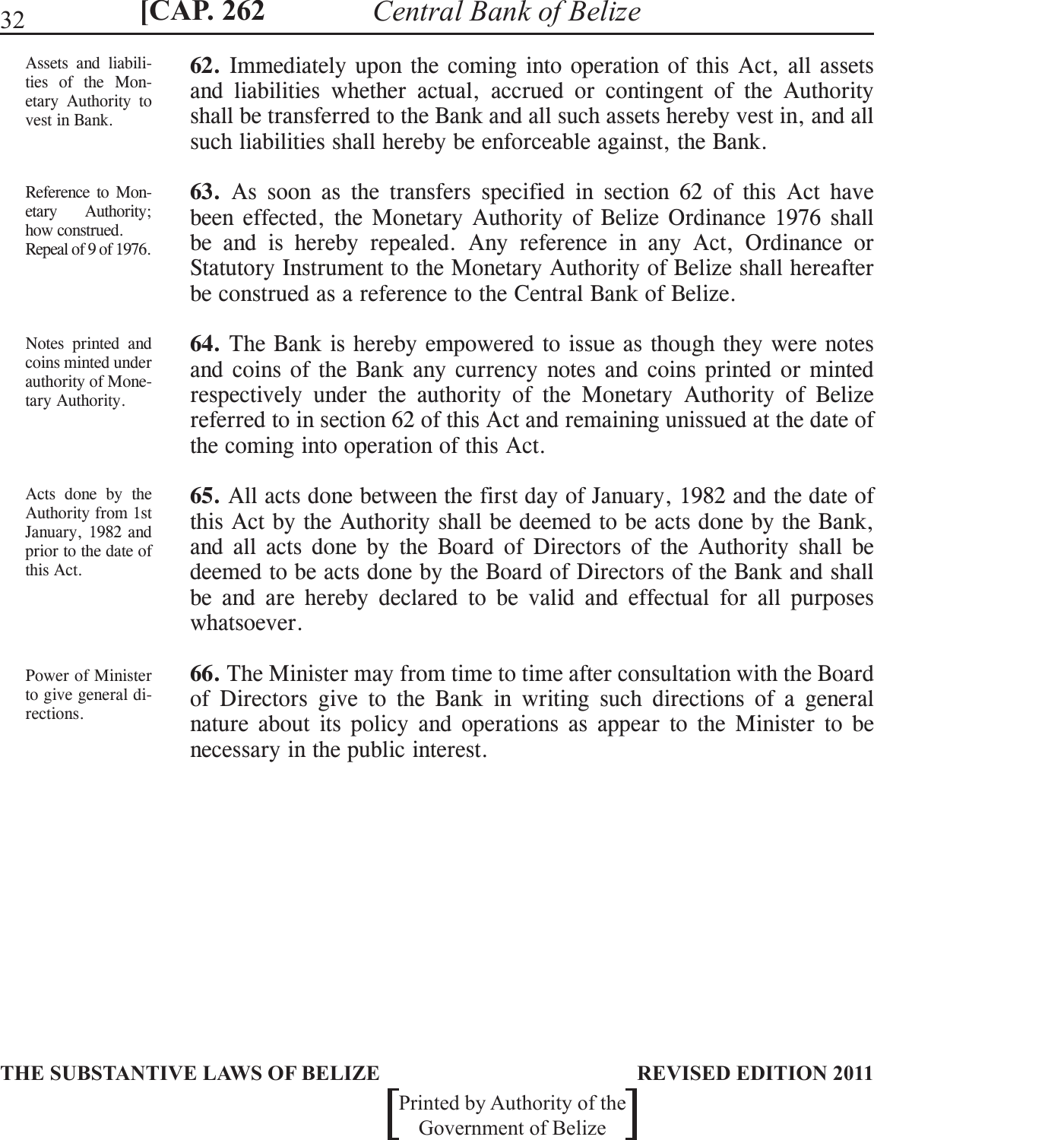*Assets and liabilities of the Monetary Authority to vest in Bank.*

**62.** Immediately upon the coming into operation of this Act, all assets and liabilities whether actual, accrued or contingent of the Authority shall be transferred to the Bank and all such assets hereby vest in, and all such liabilities shall hereby be enforceable against, the Bank.

*Reference to Monetary Authority; how construed. Repeal of 9 of 1976.*

**63.** As soon as the transfers specified in section 62 of this Act have been effected, the Monetary Authority of Belize Ordinance 1976 shall be and is hereby repealed. Any reference in any Act, Ordinance or Statutory Instrument to the Monetary Authority of Belize shall hereafter be construed as a reference to the Central Bank of Belize.

*Notes printed and coins minted under authority of Monetary Authority.*

**64.** The Bank is hereby empowered to issue as though they were notes and coins of the Bank any currency notes and coins printed or minted respectively under the authority of the Monetary Authority of Belize referred to in section 62 of this Act and remaining unissued at the date of the coming into operation of this Act.

*Acts done by the Authority from 1st January, 1982 and prior to the date of this Act.*

**65.** All acts done between the first day of January, 1982 and the date of this Act by the Authority shall be deemed to be acts done by the Bank, and all acts done by the Board of Directors of the Authority shall be deemed to be acts done by the Board of Directors of the Bank and shall be and are hereby declared to be valid and effectual for all purposes whatsoever.

*Power of Minister to give general directions.*

**66.** The Minister may from time to time after consultation with the Board of Directors give to the Bank in writing such directions of a general nature about its policy and operations as appear to the Minister to be necessary in the public interest.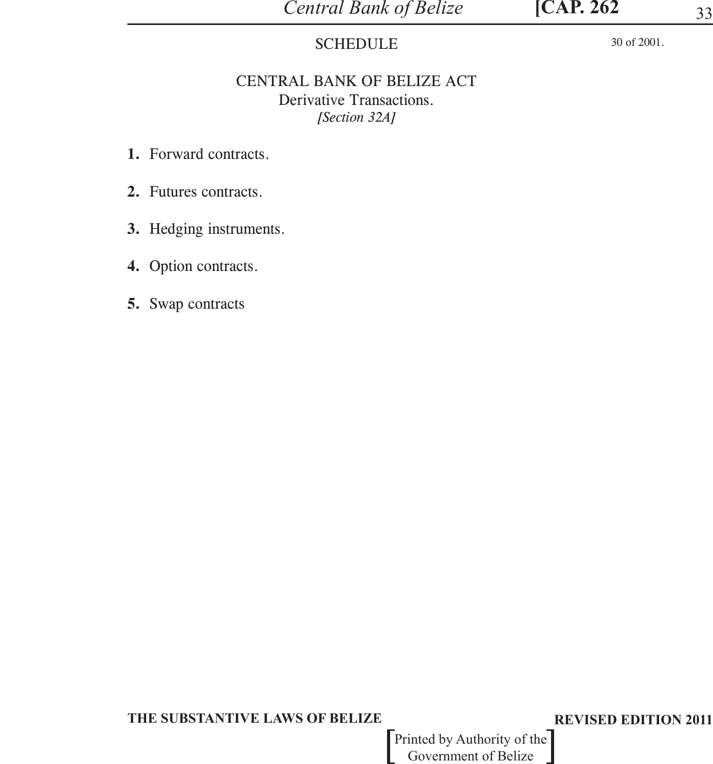# SCHEDULE

30 of 2001.

## CENTRAL BANK OF BELIZE ACT
Derivative Transactions.
*[Section 32A]*

**1.** Forward contracts.

**2.** Futures contracts.

**3.** Hedging instruments.

**4.** Option contracts.

**5.** Swap contracts